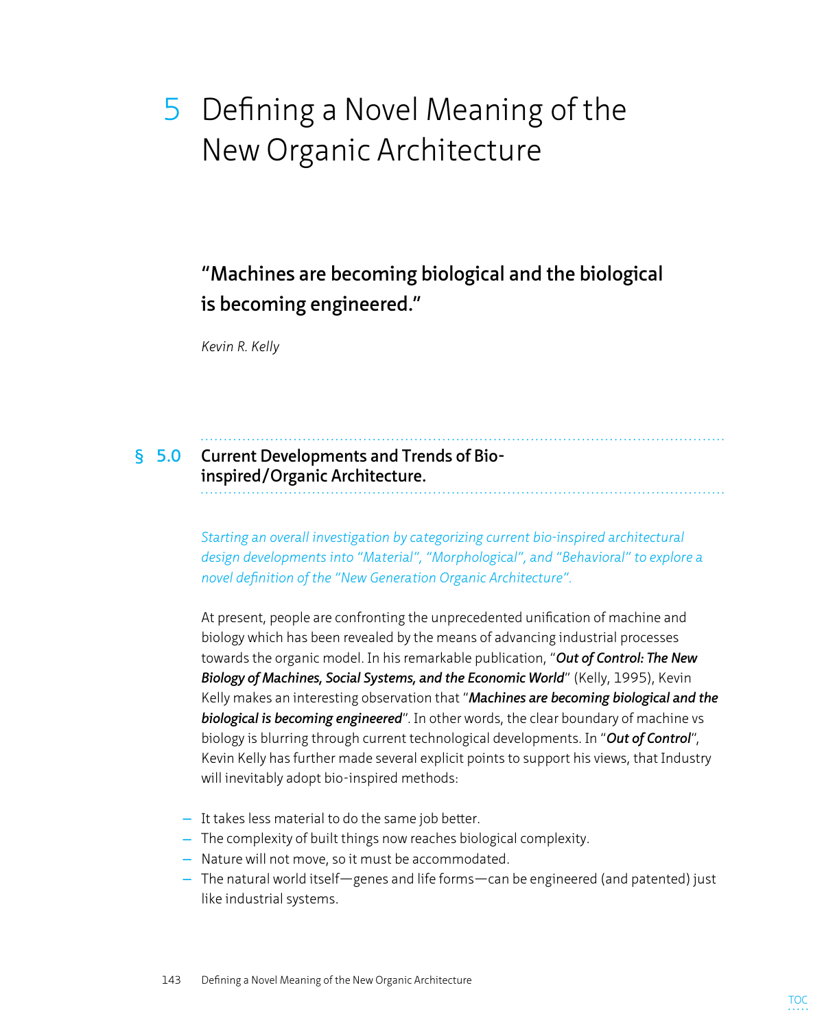# 5 Defining a Novel Meaning of the New Organic Architecture

**"Machines are becoming biological and the biological is becoming engineered."**

*Kevin R. Kelly*

## § 5.0 Current Developments and Trends of Bio-inspired/Organic Architecture.

*Starting an overall investigation by categorizing current bio-inspired architectural design developments into "Material", "Morphological", and "Behavioral" to explore a novel definition of the "New Generation Organic Architecture".*

At present, people are confronting the unprecedented unification of machine and biology which has been revealed by the means of advancing industrial processes towards the organic model. In his remarkable publication, "***Out of Control: The New Biology of Machines, Social Systems, and the Economic World***" (Kelly, 1995), Kevin Kelly makes an interesting observation that "***Machines are becoming biological and the biological is becoming engineered***". In other words, the clear boundary of machine vs biology is blurring through current technological developments. In "***Out of Control***", Kevin Kelly has further made several explicit points to support his views, that Industry will inevitably adopt bio-inspired methods:

- It takes less material to do the same job better.
- The complexity of built things now reaches biological complexity.
- Nature will not move, so it must be accommodated.
- The natural world itself—genes and life forms—can be engineered (and patented) just like industrial systems.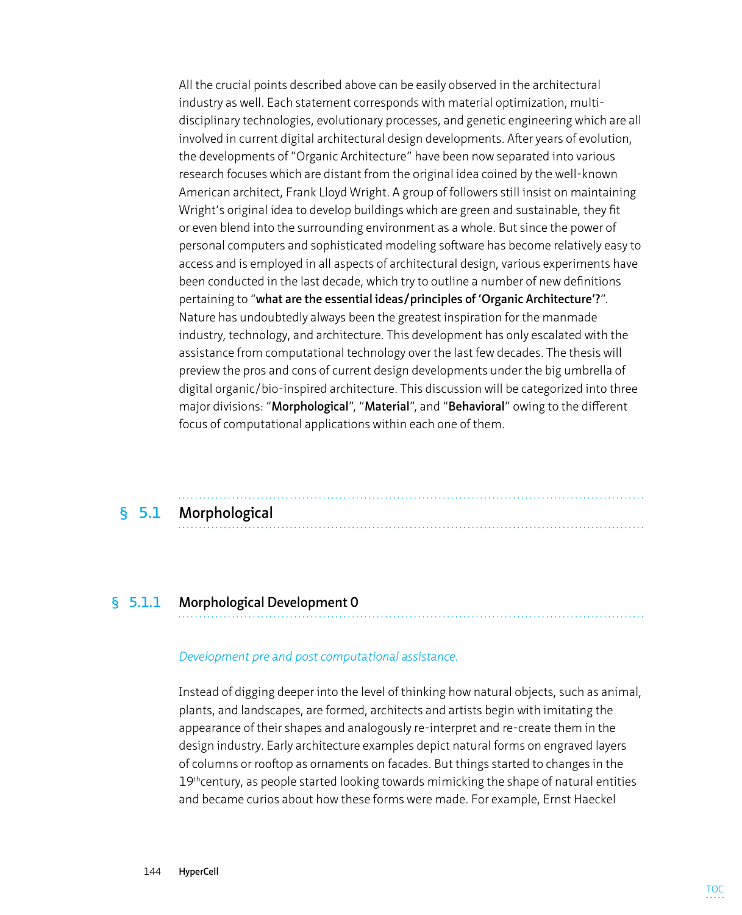All the crucial points described above can be easily observed in the architectural industry as well. Each statement corresponds with material optimization, multi-disciplinary technologies, evolutionary processes, and genetic engineering which are all involved in current digital architectural design developments. After years of evolution, the developments of "Organic Architecture" have been now separated into various research focuses which are distant from the original idea coined by the well-known American architect, Frank Lloyd Wright. A group of followers still insist on maintaining Wright's original idea to develop buildings which are green and sustainable, they fit or even blend into the surrounding environment as a whole. But since the power of personal computers and sophisticated modeling software has become relatively easy to access and is employed in all aspects of architectural design, various experiments have been conducted in the last decade, which try to outline a number of new definitions pertaining to "**what are the essential ideas/principles of 'Organic Architecture'?**". Nature has undoubtedly always been the greatest inspiration for the manmade industry, technology, and architecture. This development has only escalated with the assistance from computational technology over the last few decades. The thesis will preview the pros and cons of current design developments under the big umbrella of digital organic/bio-inspired architecture. This discussion will be categorized into three major divisions: "**Morphological**", "**Material**", and "**Behavioral**" owing to the different focus of computational applications within each one of them.

## § 5.1 Morphological

### § 5.1.1 Morphological Development 0

*Development pre and post computational assistance.*

Instead of digging deeper into the level of thinking how natural objects, such as animal, plants, and landscapes, are formed, architects and artists begin with imitating the appearance of their shapes and analogously re-interpret and re-create them in the design industry. Early architecture examples depict natural forms on engraved layers of columns or rooftop as ornaments on facades. But things started to changes in the 19thcentury, as people started looking towards mimicking the shape of natural entities and became curios about how these forms were made. For example, Ernst Haeckel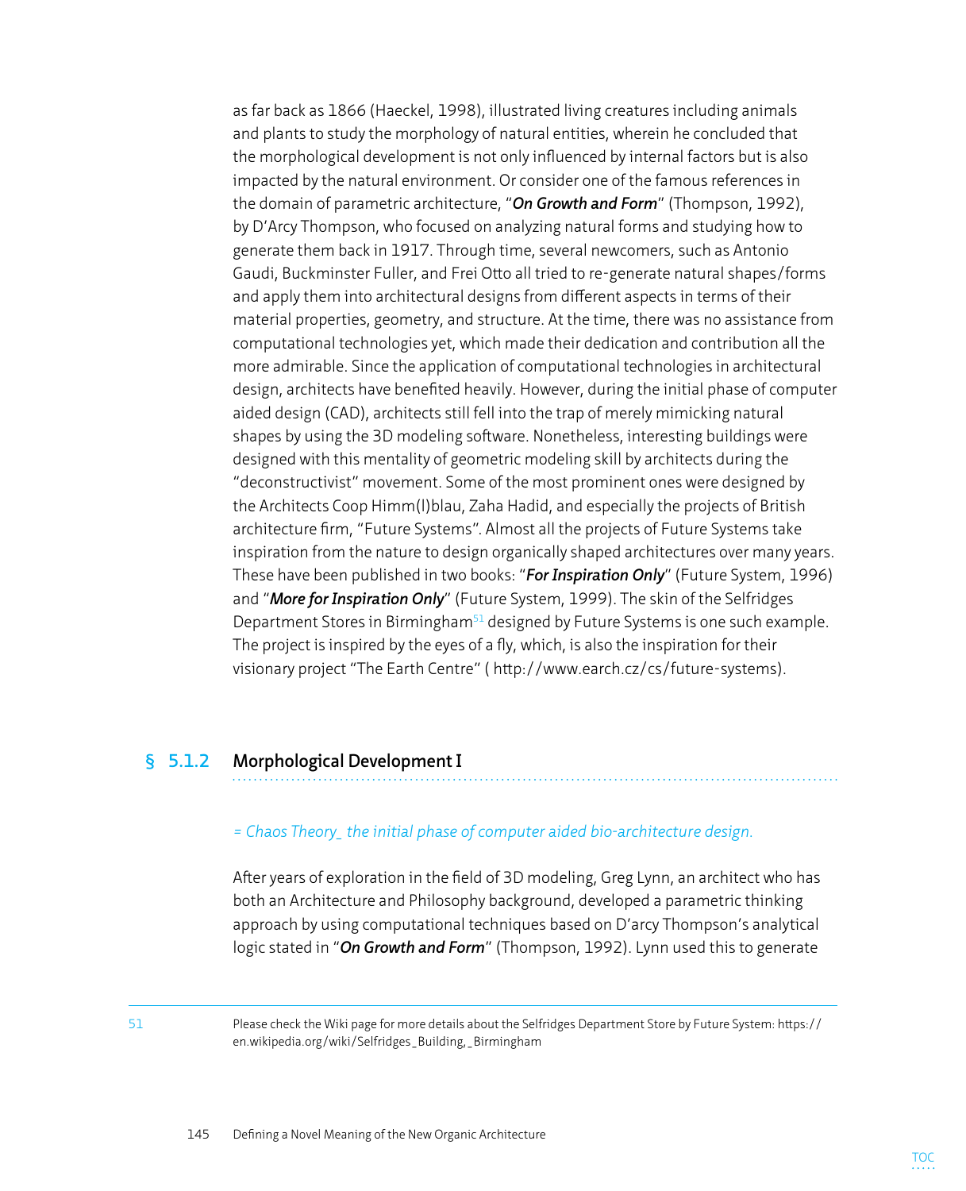as far back as 1866 (Haeckel, 1998), illustrated living creatures including animals and plants to study the morphology of natural entities, wherein he concluded that the morphological development is not only influenced by internal factors but is also impacted by the natural environment. Or consider one of the famous references in the domain of parametric architecture, "***On Growth and Form***" (Thompson, 1992), by D'Arcy Thompson, who focused on analyzing natural forms and studying how to generate them back in 1917. Through time, several newcomers, such as Antonio Gaudi, Buckminster Fuller, and Frei Otto all tried to re-generate natural shapes/forms and apply them into architectural designs from different aspects in terms of their material properties, geometry, and structure. At the time, there was no assistance from computational technologies yet, which made their dedication and contribution all the more admirable. Since the application of computational technologies in architectural design, architects have benefited heavily. However, during the initial phase of computer aided design (CAD), architects still fell into the trap of merely mimicking natural shapes by using the 3D modeling software. Nonetheless, interesting buildings were designed with this mentality of geometric modeling skill by architects during the "deconstructivist" movement. Some of the most prominent ones were designed by the Architects Coop Himm(l)blau, Zaha Hadid, and especially the projects of British architecture firm, "Future Systems". Almost all the projects of Future Systems take inspiration from the nature to design organically shaped architectures over many years. These have been published in two books: "***For Inspiration Only***" (Future System, 1996) and "***More for Inspiration Only***" (Future System, 1999). The skin of the Selfridges Department Stores in Birmingham[51] designed by Future Systems is one such example. The project is inspired by the eyes of a fly, which, is also the inspiration for their visionary project "The Earth Centre" ( http://www.earch.cz/cs/future-systems).

## § 5.1.2 Morphological Development I

*= Chaos Theory_ the initial phase of computer aided bio-architecture design.*

After years of exploration in the field of 3D modeling, Greg Lynn, an architect who has both an Architecture and Philosophy background, developed a parametric thinking approach by using computational techniques based on D'arcy Thompson's analytical logic stated in "***On Growth and Form***" (Thompson, 1992). Lynn used this to generate

---

51 Please check the Wiki page for more details about the Selfridges Department Store by Future System: https://en.wikipedia.org/wiki/Selfridges_Building,_Birmingham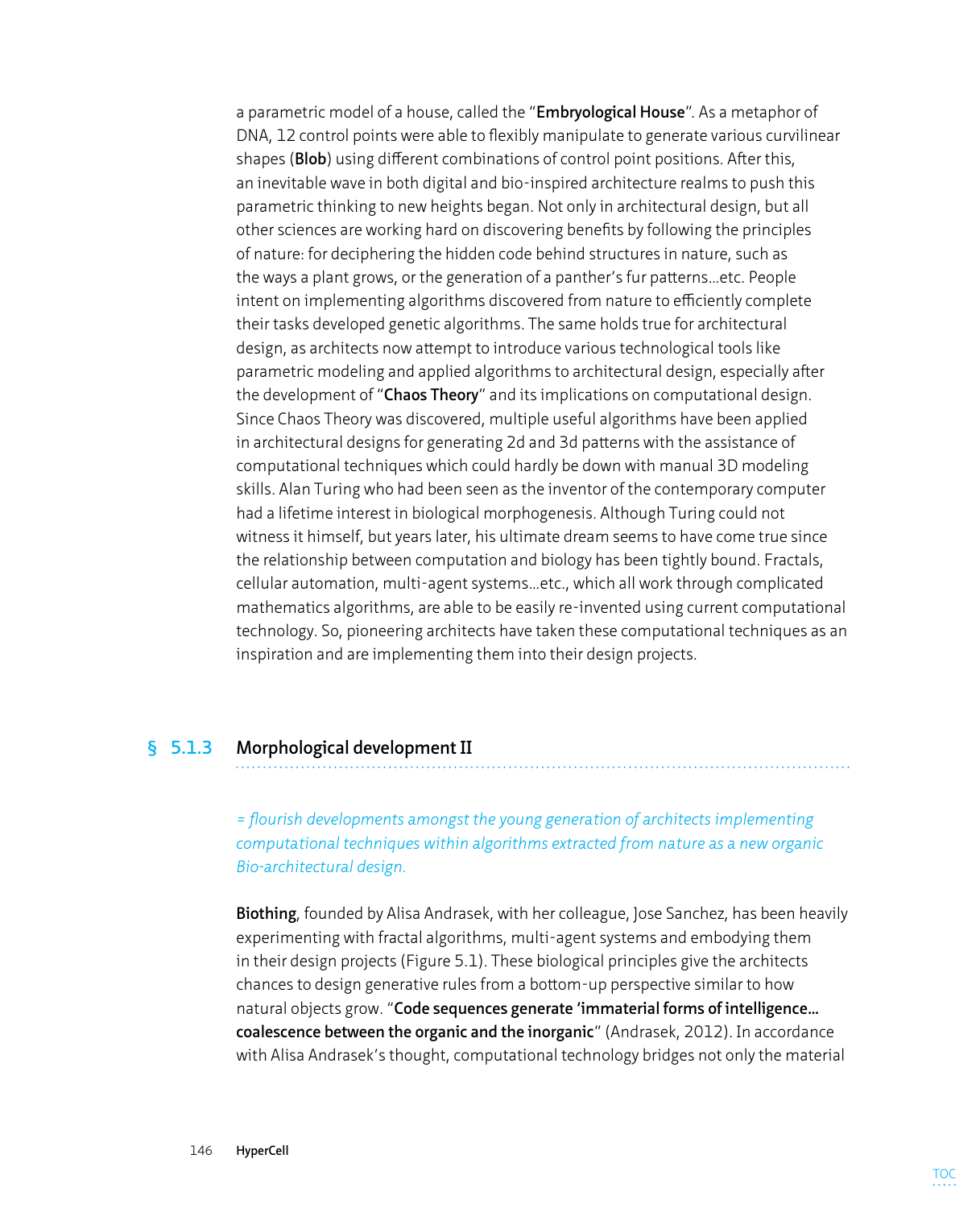a parametric model of a house, called the "**Embryological House**". As a metaphor of DNA, 12 control points were able to flexibly manipulate to generate various curvilinear shapes (**Blob**) using different combinations of control point positions. After this, an inevitable wave in both digital and bio-inspired architecture realms to push this parametric thinking to new heights began. Not only in architectural design, but all other sciences are working hard on discovering benefits by following the principles of nature: for deciphering the hidden code behind structures in nature, such as the ways a plant grows, or the generation of a panther's fur patterns…etc. People intent on implementing algorithms discovered from nature to efficiently complete their tasks developed genetic algorithms. The same holds true for architectural design, as architects now attempt to introduce various technological tools like parametric modeling and applied algorithms to architectural design, especially after the development of "**Chaos Theory**" and its implications on computational design. Since Chaos Theory was discovered, multiple useful algorithms have been applied in architectural designs for generating 2d and 3d patterns with the assistance of computational techniques which could hardly be down with manual 3D modeling skills. Alan Turing who had been seen as the inventor of the contemporary computer had a lifetime interest in biological morphogenesis. Although Turing could not witness it himself, but years later, his ultimate dream seems to have come true since the relationship between computation and biology has been tightly bound. Fractals, cellular automation, multi-agent systems…etc., which all work through complicated mathematics algorithms, are able to be easily re-invented using current computational technology. So, pioneering architects have taken these computational techniques as an inspiration and are implementing them into their design projects.

## § 5.1.3 Morphological development II

*= flourish developments amongst the young generation of architects implementing computational techniques within algorithms extracted from nature as a new organic Bio-architectural design.*

**Biothing**, founded by Alisa Andrasek, with her colleague, Jose Sanchez, has been heavily experimenting with fractal algorithms, multi-agent systems and embodying them in their design projects (Figure 5.1). These biological principles give the architects chances to design generative rules from a bottom-up perspective similar to how natural objects grow. "**Code sequences generate 'immaterial forms of intelligence… coalescence between the organic and the inorganic**" (Andrasek, 2012). In accordance with Alisa Andrasek's thought, computational technology bridges not only the material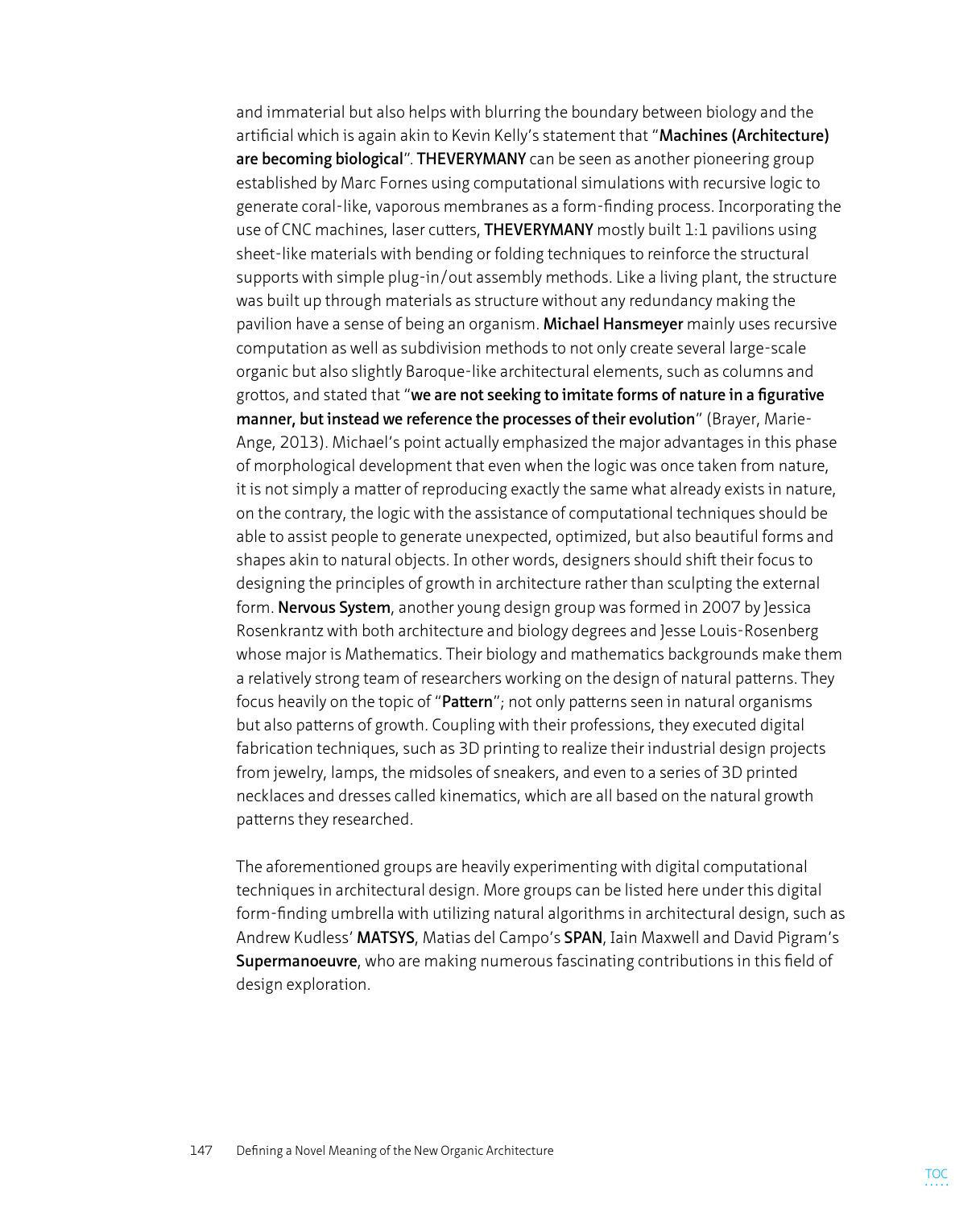and immaterial but also helps with blurring the boundary between biology and the artificial which is again akin to Kevin Kelly's statement that "**Machines (Architecture) are becoming biological**". **THEVERYMANY** can be seen as another pioneering group established by Marc Fornes using computational simulations with recursive logic to generate coral-like, vaporous membranes as a form-finding process. Incorporating the use of CNC machines, laser cutters, **THEVERYMANY** mostly built 1:1 pavilions using sheet-like materials with bending or folding techniques to reinforce the structural supports with simple plug-in/out assembly methods. Like a living plant, the structure was built up through materials as structure without any redundancy making the pavilion have a sense of being an organism. **Michael Hansmeyer** mainly uses recursive computation as well as subdivision methods to not only create several large-scale organic but also slightly Baroque-like architectural elements, such as columns and grottos, and stated that "**we are not seeking to imitate forms of nature in a figurative manner, but instead we reference the processes of their evolution**" (Brayer, Marie-Ange, 2013). Michael's point actually emphasized the major advantages in this phase of morphological development that even when the logic was once taken from nature, it is not simply a matter of reproducing exactly the same what already exists in nature, on the contrary, the logic with the assistance of computational techniques should be able to assist people to generate unexpected, optimized, but also beautiful forms and shapes akin to natural objects. In other words, designers should shift their focus to designing the principles of growth in architecture rather than sculpting the external form. **Nervous System**, another young design group was formed in 2007 by Jessica Rosenkrantz with both architecture and biology degrees and Jesse Louis-Rosenberg whose major is Mathematics. Their biology and mathematics backgrounds make them a relatively strong team of researchers working on the design of natural patterns. They focus heavily on the topic of "**Pattern**"; not only patterns seen in natural organisms but also patterns of growth. Coupling with their professions, they executed digital fabrication techniques, such as 3D printing to realize their industrial design projects from jewelry, lamps, the midsoles of sneakers, and even to a series of 3D printed necklaces and dresses called kinematics, which are all based on the natural growth patterns they researched.

The aforementioned groups are heavily experimenting with digital computational techniques in architectural design. More groups can be listed here under this digital form-finding umbrella with utilizing natural algorithms in architectural design, such as Andrew Kudless' **MATSYS**, Matias del Campo's **SPAN**, Iain Maxwell and David Pigram's **Supermanoeuvre**, who are making numerous fascinating contributions in this field of design exploration.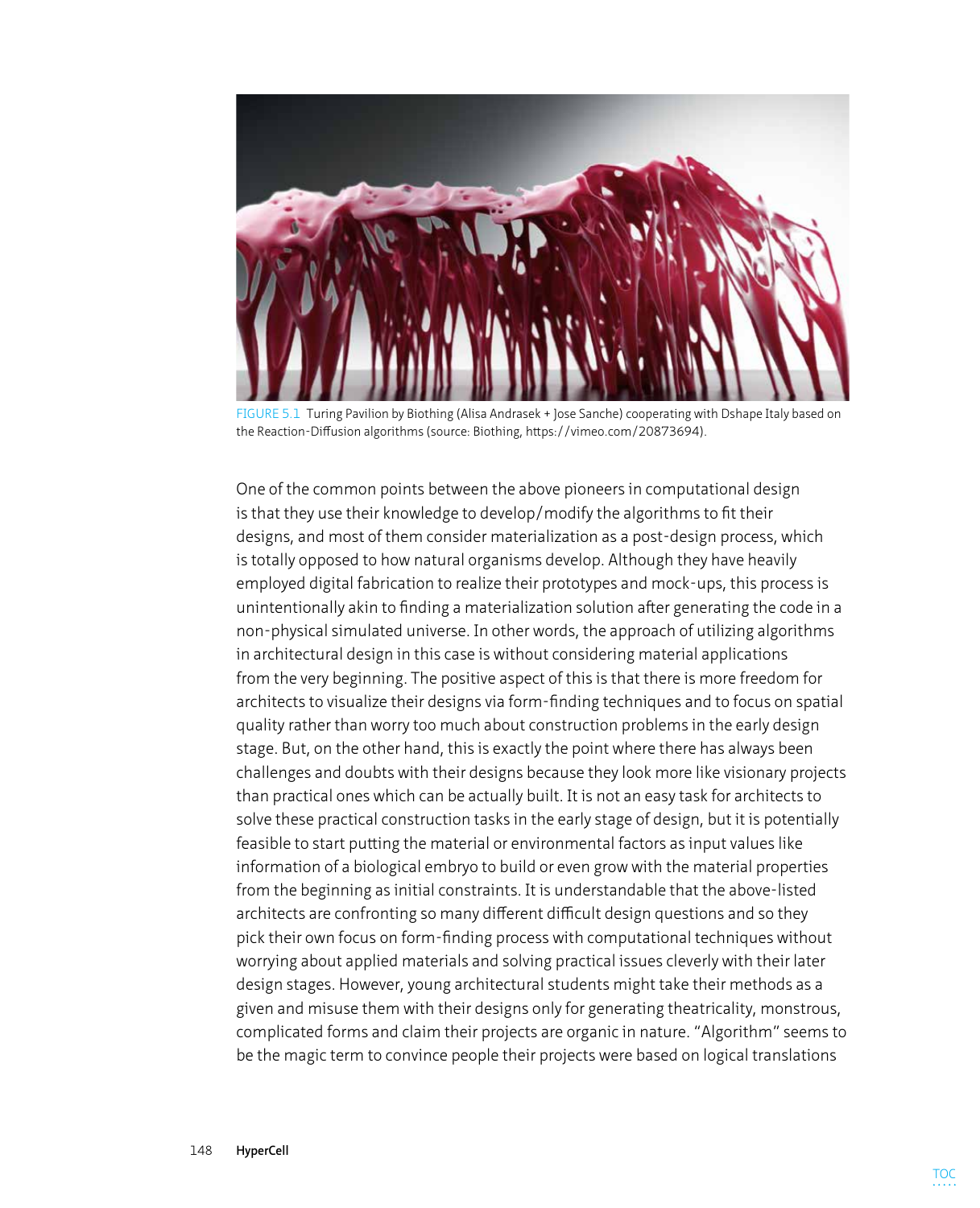FIGURE 5.1 Turing Pavilion by Biothing (Alisa Andrasek + Jose Sanche) cooperating with Dshape Italy based on the Reaction-Diffusion algorithms (source: Biothing, https://vimeo.com/20873694).

One of the common points between the above pioneers in computational design is that they use their knowledge to develop/modify the algorithms to fit their designs, and most of them consider materialization as a post-design process, which is totally opposed to how natural organisms develop. Although they have heavily employed digital fabrication to realize their prototypes and mock-ups, this process is unintentionally akin to finding a materialization solution after generating the code in a non-physical simulated universe. In other words, the approach of utilizing algorithms in architectural design in this case is without considering material applications from the very beginning. The positive aspect of this is that there is more freedom for architects to visualize their designs via form-finding techniques and to focus on spatial quality rather than worry too much about construction problems in the early design stage. But, on the other hand, this is exactly the point where there has always been challenges and doubts with their designs because they look more like visionary projects than practical ones which can be actually built. It is not an easy task for architects to solve these practical construction tasks in the early stage of design, but it is potentially feasible to start putting the material or environmental factors as input values like information of a biological embryo to build or even grow with the material properties from the beginning as initial constraints. It is understandable that the above-listed architects are confronting so many different difficult design questions and so they pick their own focus on form-finding process with computational techniques without worrying about applied materials and solving practical issues cleverly with their later design stages. However, young architectural students might take their methods as a given and misuse them with their designs only for generating theatricality, monstrous, complicated forms and claim their projects are organic in nature. "Algorithm" seems to be the magic term to convince people their projects were based on logical translations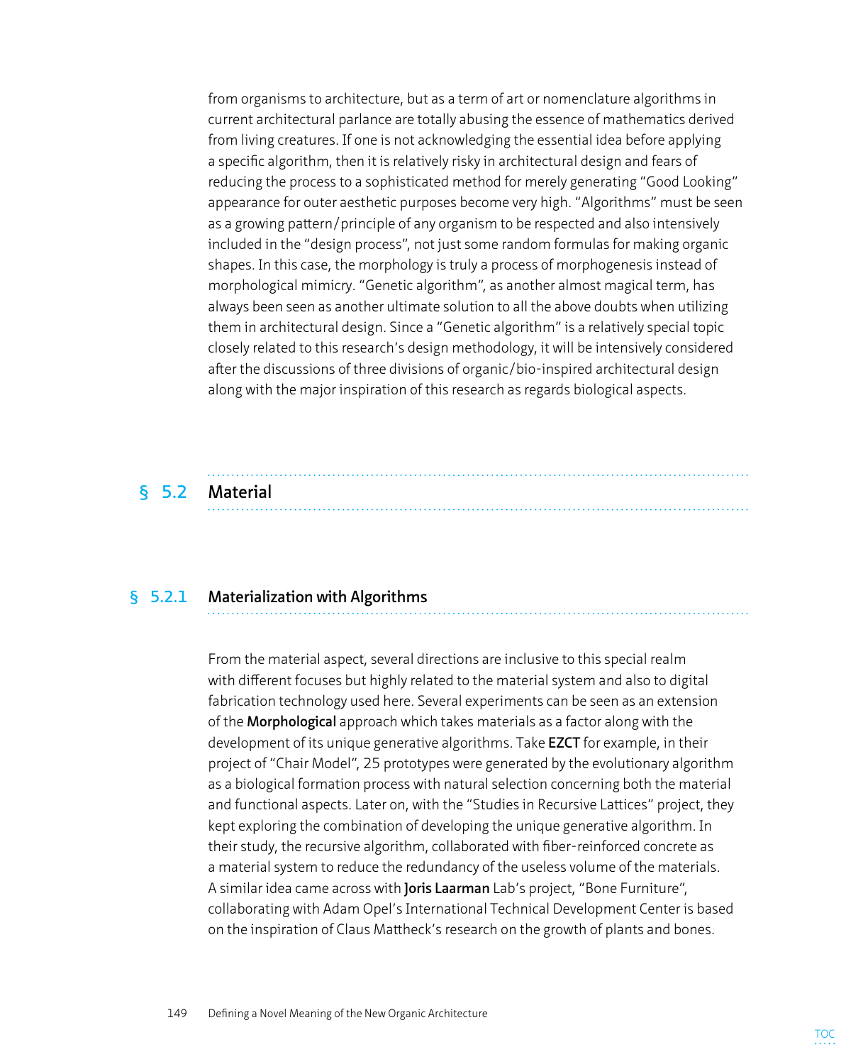from organisms to architecture, but as a term of art or nomenclature algorithms in current architectural parlance are totally abusing the essence of mathematics derived from living creatures. If one is not acknowledging the essential idea before applying a specific algorithm, then it is relatively risky in architectural design and fears of reducing the process to a sophisticated method for merely generating "Good Looking" appearance for outer aesthetic purposes become very high. "Algorithms" must be seen as a growing pattern/principle of any organism to be respected and also intensively included in the "design process", not just some random formulas for making organic shapes. In this case, the morphology is truly a process of morphogenesis instead of morphological mimicry. "Genetic algorithm", as another almost magical term, has always been seen as another ultimate solution to all the above doubts when utilizing them in architectural design. Since a "Genetic algorithm" is a relatively special topic closely related to this research's design methodology, it will be intensively considered after the discussions of three divisions of organic/bio-inspired architectural design along with the major inspiration of this research as regards biological aspects.

## § 5.2 Material

### § 5.2.1 Materialization with Algorithms

From the material aspect, several directions are inclusive to this special realm with different focuses but highly related to the material system and also to digital fabrication technology used here. Several experiments can be seen as an extension of the **Morphological** approach which takes materials as a factor along with the development of its unique generative algorithms. Take **EZCT** for example, in their project of "Chair Model", 25 prototypes were generated by the evolutionary algorithm as a biological formation process with natural selection concerning both the material and functional aspects. Later on, with the "Studies in Recursive Lattices" project, they kept exploring the combination of developing the unique generative algorithm. In their study, the recursive algorithm, collaborated with fiber-reinforced concrete as a material system to reduce the redundancy of the useless volume of the materials. A similar idea came across with **Joris Laarman** Lab's project, "Bone Furniture", collaborating with Adam Opel's International Technical Development Center is based on the inspiration of Claus Mattheck's research on the growth of plants and bones.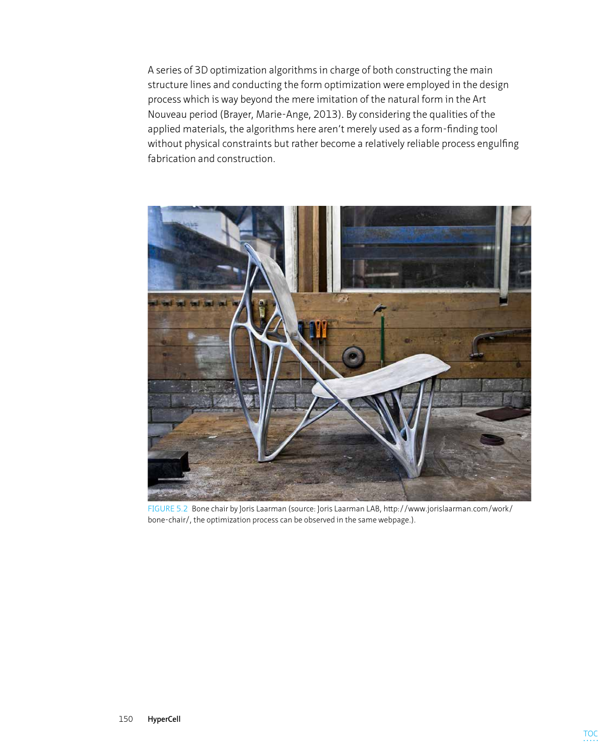A series of 3D optimization algorithms in charge of both constructing the main structure lines and conducting the form optimization were employed in the design process which is way beyond the mere imitation of the natural form in the Art Nouveau period (Brayer, Marie-Ange, 2013). By considering the qualities of the applied materials, the algorithms here aren't merely used as a form-finding tool without physical constraints but rather become a relatively reliable process engulfing fabrication and construction.

FIGURE 5.2 Bone chair by Joris Laarman (source: Joris Laarman LAB, http://www.jorislaarman.com/work/bone-chair/, the optimization process can be observed in the same webpage.).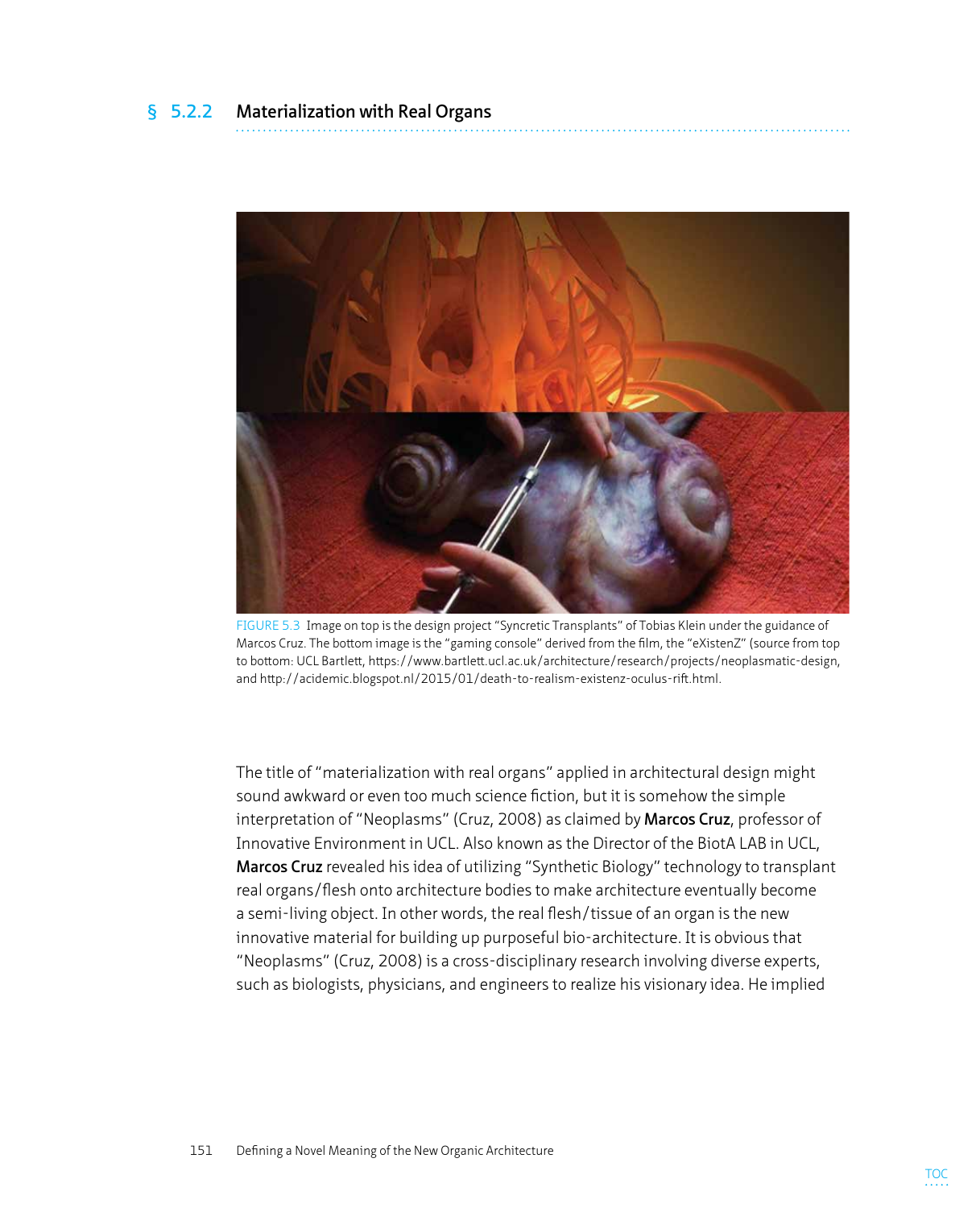## § 5.2.2 Materialization with Real Organs

FIGURE 5.3 Image on top is the design project "Syncretic Transplants" of Tobias Klein under the guidance of Marcos Cruz. The bottom image is the "gaming console" derived from the film, the "eXistenZ" (source from top to bottom: UCL Bartlett, https://www.bartlett.ucl.ac.uk/architecture/research/projects/neoplasmatic-design, and http://acidemic.blogspot.nl/2015/01/death-to-realism-existenz-oculus-rift.html.

The title of "materialization with real organs" applied in architectural design might sound awkward or even too much science fiction, but it is somehow the simple interpretation of "Neoplasms" (Cruz, 2008) as claimed by **Marcos Cruz**, professor of Innovative Environment in UCL. Also known as the Director of the BiotA LAB in UCL, **Marcos Cruz** revealed his idea of utilizing "Synthetic Biology" technology to transplant real organs/flesh onto architecture bodies to make architecture eventually become a semi-living object. In other words, the real flesh/tissue of an organ is the new innovative material for building up purposeful bio-architecture. It is obvious that "Neoplasms" (Cruz, 2008) is a cross-disciplinary research involving diverse experts, such as biologists, physicians, and engineers to realize his visionary idea. He implied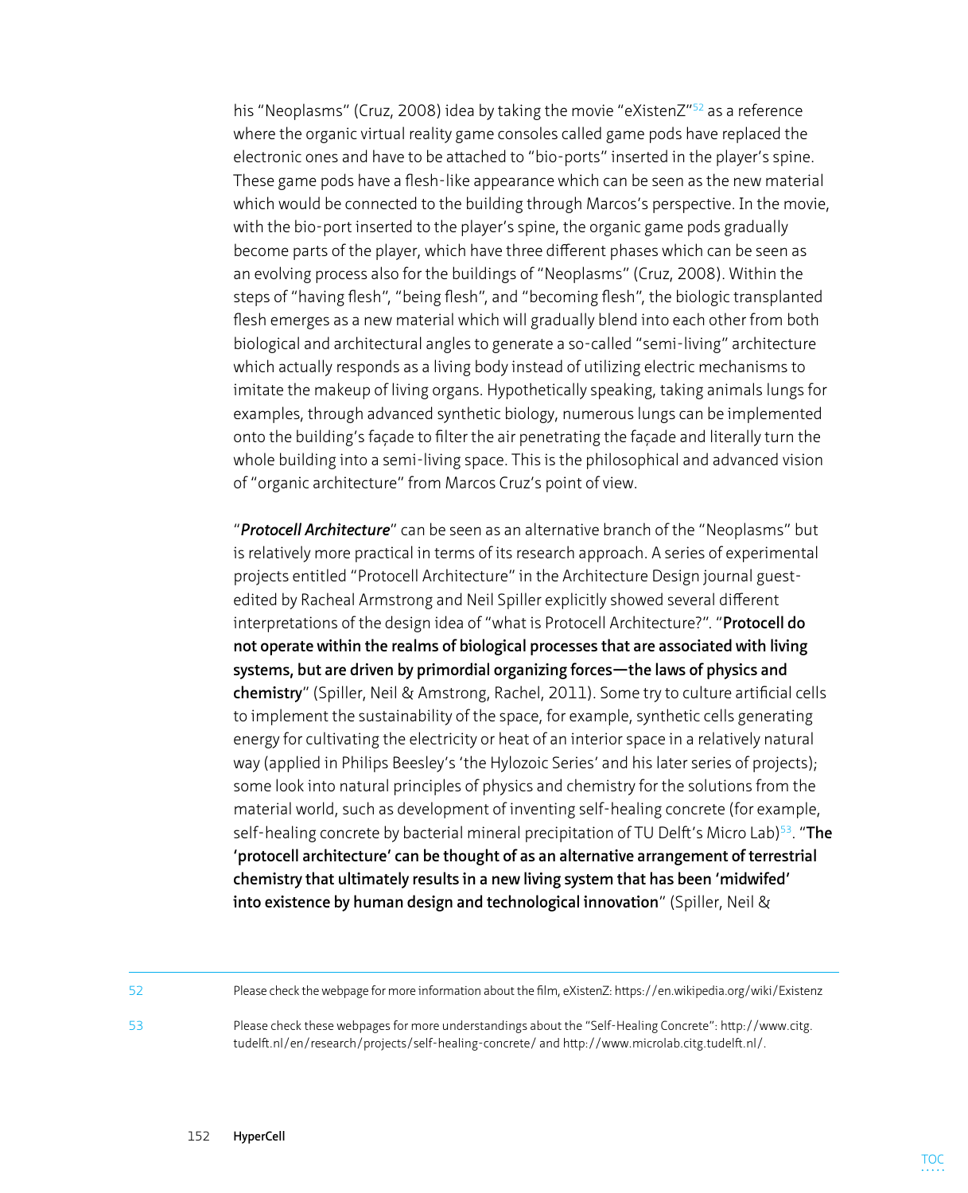his "Neoplasms" (Cruz, 2008) idea by taking the movie "eXistenZ"[52] as a reference where the organic virtual reality game consoles called game pods have replaced the electronic ones and have to be attached to "bio-ports" inserted in the player's spine. These game pods have a flesh-like appearance which can be seen as the new material which would be connected to the building through Marcos's perspective. In the movie, with the bio-port inserted to the player's spine, the organic game pods gradually become parts of the player, which have three different phases which can be seen as an evolving process also for the buildings of "Neoplasms" (Cruz, 2008). Within the steps of "having flesh", "being flesh", and "becoming flesh", the biologic transplanted flesh emerges as a new material which will gradually blend into each other from both biological and architectural angles to generate a so-called "semi-living" architecture which actually responds as a living body instead of utilizing electric mechanisms to imitate the makeup of living organs. Hypothetically speaking, taking animals lungs for examples, through advanced synthetic biology, numerous lungs can be implemented onto the building's façade to filter the air penetrating the façade and literally turn the whole building into a semi-living space. This is the philosophical and advanced vision of "organic architecture" from Marcos Cruz's point of view.

"***Protocell Architecture***" can be seen as an alternative branch of the "Neoplasms" but is relatively more practical in terms of its research approach. A series of experimental projects entitled "Protocell Architecture" in the Architecture Design journal guest-edited by Racheal Armstrong and Neil Spiller explicitly showed several different interpretations of the design idea of "what is Protocell Architecture?". "**Protocell do not operate within the realms of biological processes that are associated with living systems, but are driven by primordial organizing forces—the laws of physics and chemistry**" (Spiller, Neil & Amstrong, Rachel, 2011). Some try to culture artificial cells to implement the sustainability of the space, for example, synthetic cells generating energy for cultivating the electricity or heat of an interior space in a relatively natural way (applied in Philips Beesley's 'the Hylozoic Series' and his later series of projects); some look into natural principles of physics and chemistry for the solutions from the material world, such as development of inventing self-healing concrete (for example, self-healing concrete by bacterial mineral precipitation of TU Delft's Micro Lab)[53]. "**The 'protocell architecture' can be thought of as an alternative arrangement of terrestrial chemistry that ultimately results in a new living system that has been 'midwifed' into existence by human design and technological innovation**" (Spiller, Neil &

---

52 Please check the webpage for more information about the film, eXistenZ: https://en.wikipedia.org/wiki/Existenz

53 Please check these webpages for more understandings about the "Self-Healing Concrete": http://www.citg.tudelft.nl/en/research/projects/self-healing-concrete/ and http://www.microlab.citg.tudelft.nl/.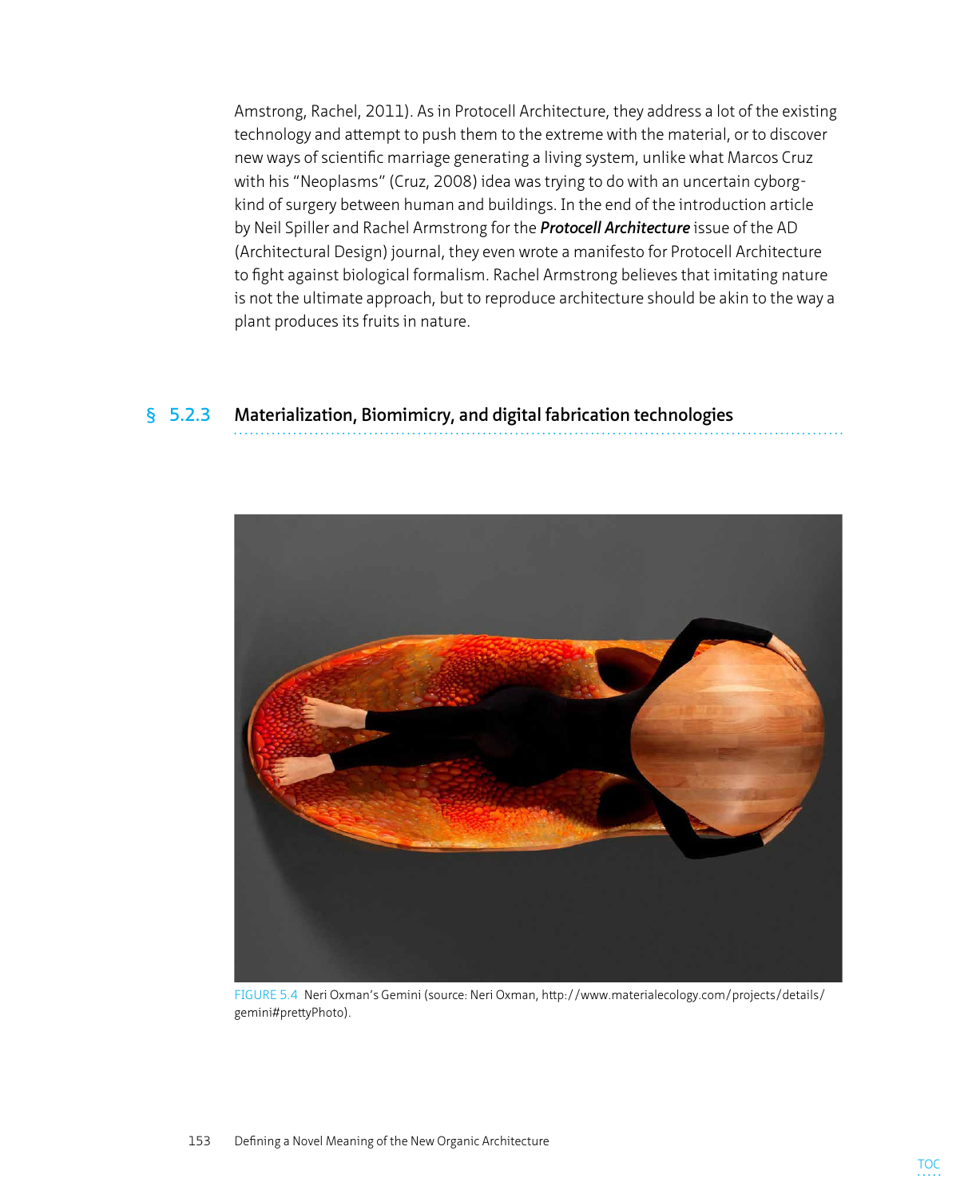Amstrong, Rachel, 2011). As in Protocell Architecture, they address a lot of the existing technology and attempt to push them to the extreme with the material, or to discover new ways of scientific marriage generating a living system, unlike what Marcos Cruz with his "Neoplasms" (Cruz, 2008) idea was trying to do with an uncertain cyborg-kind of surgery between human and buildings. In the end of the introduction article by Neil Spiller and Rachel Armstrong for the ***Protocell Architecture*** issue of the AD (Architectural Design) journal, they even wrote a manifesto for Protocell Architecture to fight against biological formalism. Rachel Armstrong believes that imitating nature is not the ultimate approach, but to reproduce architecture should be akin to the way a plant produces its fruits in nature.

### § 5.2.3 Materialization, Biomimicry, and digital fabrication technologies

FIGURE 5.4 Neri Oxman's Gemini (source: Neri Oxman, http://www.materialecology.com/projects/details/gemini#prettyPhoto).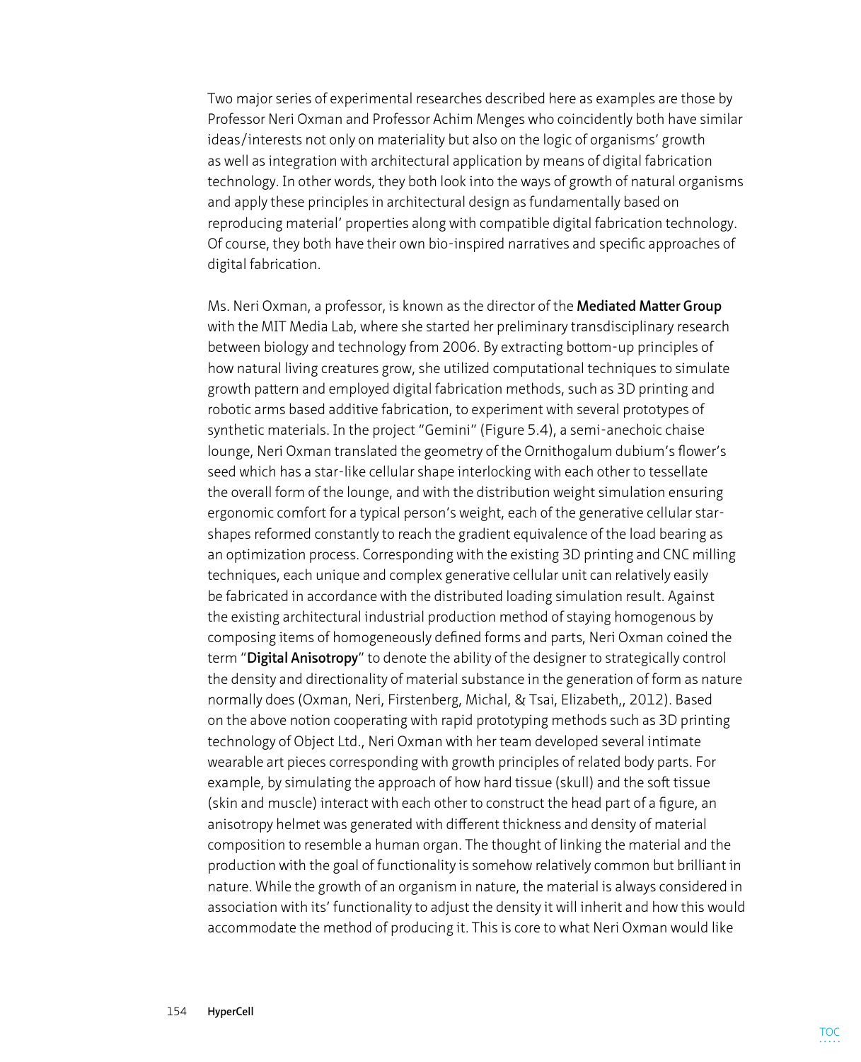Two major series of experimental researches described here as examples are those by Professor Neri Oxman and Professor Achim Menges who coincidently both have similar ideas/interests not only on materiality but also on the logic of organisms' growth as well as integration with architectural application by means of digital fabrication technology. In other words, they both look into the ways of growth of natural organisms and apply these principles in architectural design as fundamentally based on reproducing material' properties along with compatible digital fabrication technology. Of course, they both have their own bio-inspired narratives and specific approaches of digital fabrication.

Ms. Neri Oxman, a professor, is known as the director of the **Mediated Matter Group** with the MIT Media Lab, where she started her preliminary transdisciplinary research between biology and technology from 2006. By extracting bottom-up principles of how natural living creatures grow, she utilized computational techniques to simulate growth pattern and employed digital fabrication methods, such as 3D printing and robotic arms based additive fabrication, to experiment with several prototypes of synthetic materials. In the project "Gemini" (Figure 5.4), a semi-anechoic chaise lounge, Neri Oxman translated the geometry of the Ornithogalum dubium's flower's seed which has a star-like cellular shape interlocking with each other to tessellate the overall form of the lounge, and with the distribution weight simulation ensuring ergonomic comfort for a typical person's weight, each of the generative cellular star-shapes reformed constantly to reach the gradient equivalence of the load bearing as an optimization process. Corresponding with the existing 3D printing and CNC milling techniques, each unique and complex generative cellular unit can relatively easily be fabricated in accordance with the distributed loading simulation result. Against the existing architectural industrial production method of staying homogenous by composing items of homogeneously defined forms and parts, Neri Oxman coined the term "**Digital Anisotropy**" to denote the ability of the designer to strategically control the density and directionality of material substance in the generation of form as nature normally does (Oxman, Neri, Firstenberg, Michal, & Tsai, Elizabeth,, 2012). Based on the above notion cooperating with rapid prototyping methods such as 3D printing technology of Object Ltd., Neri Oxman with her team developed several intimate wearable art pieces corresponding with growth principles of related body parts. For example, by simulating the approach of how hard tissue (skull) and the soft tissue (skin and muscle) interact with each other to construct the head part of a figure, an anisotropy helmet was generated with different thickness and density of material composition to resemble a human organ. The thought of linking the material and the production with the goal of functionality is somehow relatively common but brilliant in nature. While the growth of an organism in nature, the material is always considered in association with its' functionality to adjust the density it will inherit and how this would accommodate the method of producing it. This is core to what Neri Oxman would like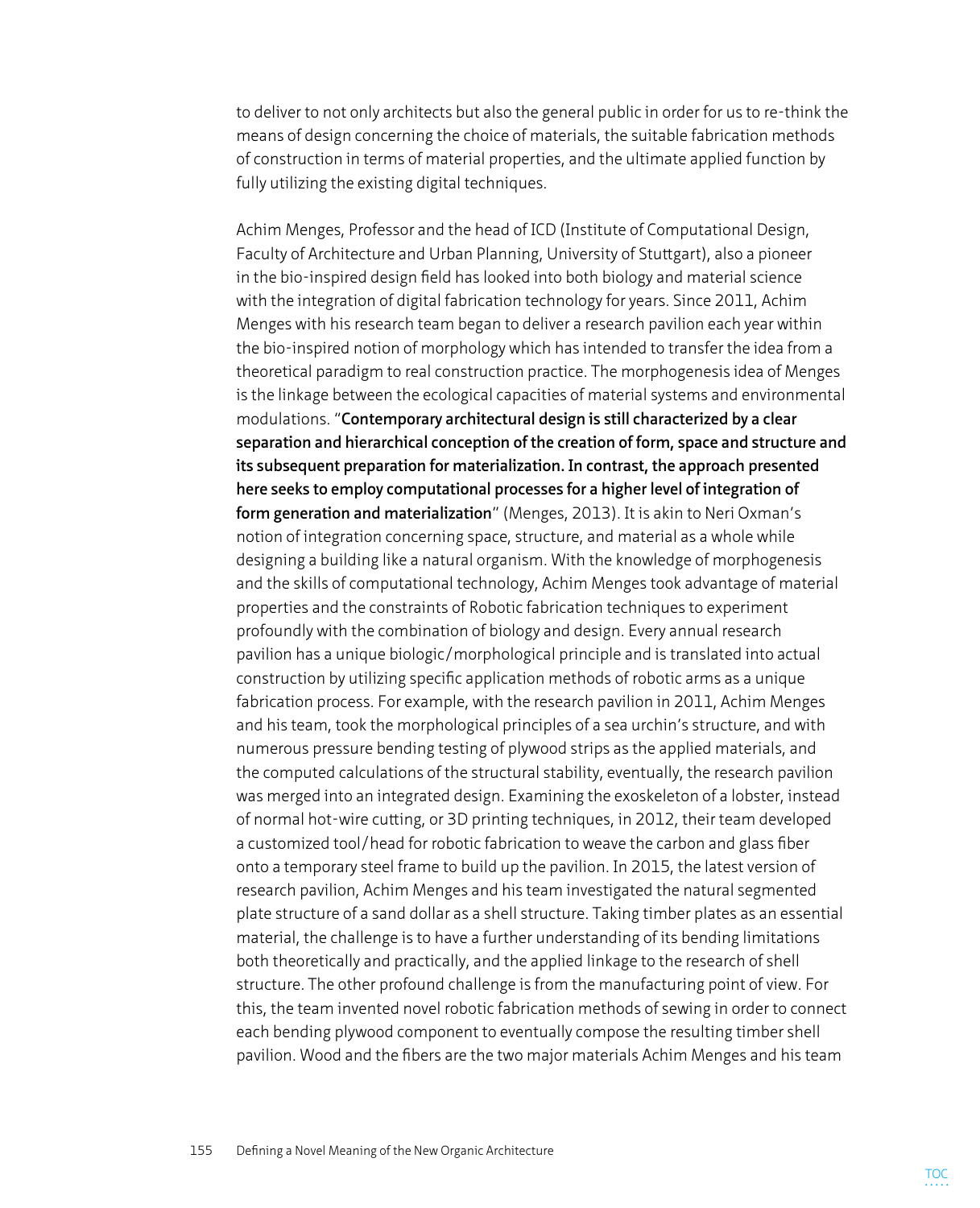to deliver to not only architects but also the general public in order for us to re-think the means of design concerning the choice of materials, the suitable fabrication methods of construction in terms of material properties, and the ultimate applied function by fully utilizing the existing digital techniques.

Achim Menges, Professor and the head of ICD (Institute of Computational Design, Faculty of Architecture and Urban Planning, University of Stuttgart), also a pioneer in the bio-inspired design field has looked into both biology and material science with the integration of digital fabrication technology for years. Since 2011, Achim Menges with his research team began to deliver a research pavilion each year within the bio-inspired notion of morphology which has intended to transfer the idea from a theoretical paradigm to real construction practice. The morphogenesis idea of Menges is the linkage between the ecological capacities of material systems and environmental modulations. "**Contemporary architectural design is still characterized by a clear separation and hierarchical conception of the creation of form, space and structure and its subsequent preparation for materialization. In contrast, the approach presented here seeks to employ computational processes for a higher level of integration of form generation and materialization**" (Menges, 2013). It is akin to Neri Oxman's notion of integration concerning space, structure, and material as a whole while designing a building like a natural organism. With the knowledge of morphogenesis and the skills of computational technology, Achim Menges took advantage of material properties and the constraints of Robotic fabrication techniques to experiment profoundly with the combination of biology and design. Every annual research pavilion has a unique biologic/morphological principle and is translated into actual construction by utilizing specific application methods of robotic arms as a unique fabrication process. For example, with the research pavilion in 2011, Achim Menges and his team, took the morphological principles of a sea urchin's structure, and with numerous pressure bending testing of plywood strips as the applied materials, and the computed calculations of the structural stability, eventually, the research pavilion was merged into an integrated design. Examining the exoskeleton of a lobster, instead of normal hot-wire cutting, or 3D printing techniques, in 2012, their team developed a customized tool/head for robotic fabrication to weave the carbon and glass fiber onto a temporary steel frame to build up the pavilion. In 2015, the latest version of research pavilion, Achim Menges and his team investigated the natural segmented plate structure of a sand dollar as a shell structure. Taking timber plates as an essential material, the challenge is to have a further understanding of its bending limitations both theoretically and practically, and the applied linkage to the research of shell structure. The other profound challenge is from the manufacturing point of view. For this, the team invented novel robotic fabrication methods of sewing in order to connect each bending plywood component to eventually compose the resulting timber shell pavilion. Wood and the fibers are the two major materials Achim Menges and his team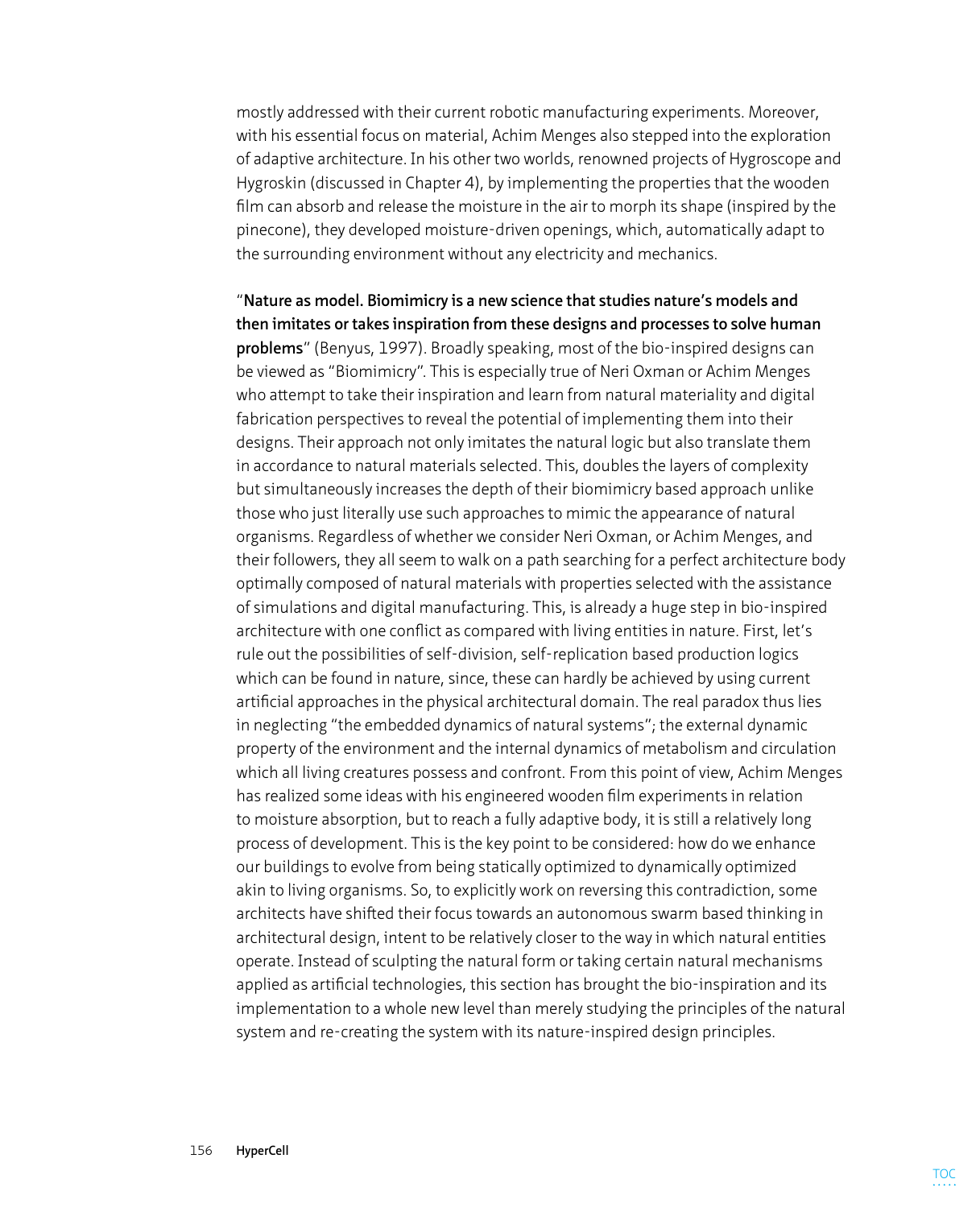mostly addressed with their current robotic manufacturing experiments. Moreover, with his essential focus on material, Achim Menges also stepped into the exploration of adaptive architecture. In his other two worlds, renowned projects of Hygroscope and Hygroskin (discussed in Chapter 4), by implementing the properties that the wooden film can absorb and release the moisture in the air to morph its shape (inspired by the pinecone), they developed moisture-driven openings, which, automatically adapt to the surrounding environment without any electricity and mechanics.

"**Nature as model. Biomimicry is a new science that studies nature's models and then imitates or takes inspiration from these designs and processes to solve human problems**" (Benyus, 1997). Broadly speaking, most of the bio-inspired designs can be viewed as "Biomimicry". This is especially true of Neri Oxman or Achim Menges who attempt to take their inspiration and learn from natural materiality and digital fabrication perspectives to reveal the potential of implementing them into their designs. Their approach not only imitates the natural logic but also translate them in accordance to natural materials selected. This, doubles the layers of complexity but simultaneously increases the depth of their biomimicry based approach unlike those who just literally use such approaches to mimic the appearance of natural organisms. Regardless of whether we consider Neri Oxman, or Achim Menges, and their followers, they all seem to walk on a path searching for a perfect architecture body optimally composed of natural materials with properties selected with the assistance of simulations and digital manufacturing. This, is already a huge step in bio-inspired architecture with one conflict as compared with living entities in nature. First, let's rule out the possibilities of self-division, self-replication based production logics which can be found in nature, since, these can hardly be achieved by using current artificial approaches in the physical architectural domain. The real paradox thus lies in neglecting "the embedded dynamics of natural systems"; the external dynamic property of the environment and the internal dynamics of metabolism and circulation which all living creatures possess and confront. From this point of view, Achim Menges has realized some ideas with his engineered wooden film experiments in relation to moisture absorption, but to reach a fully adaptive body, it is still a relatively long process of development. This is the key point to be considered: how do we enhance our buildings to evolve from being statically optimized to dynamically optimized akin to living organisms. So, to explicitly work on reversing this contradiction, some architects have shifted their focus towards an autonomous swarm based thinking in architectural design, intent to be relatively closer to the way in which natural entities operate. Instead of sculpting the natural form or taking certain natural mechanisms applied as artificial technologies, this section has brought the bio-inspiration and its implementation to a whole new level than merely studying the principles of the natural system and re-creating the system with its nature-inspired design principles.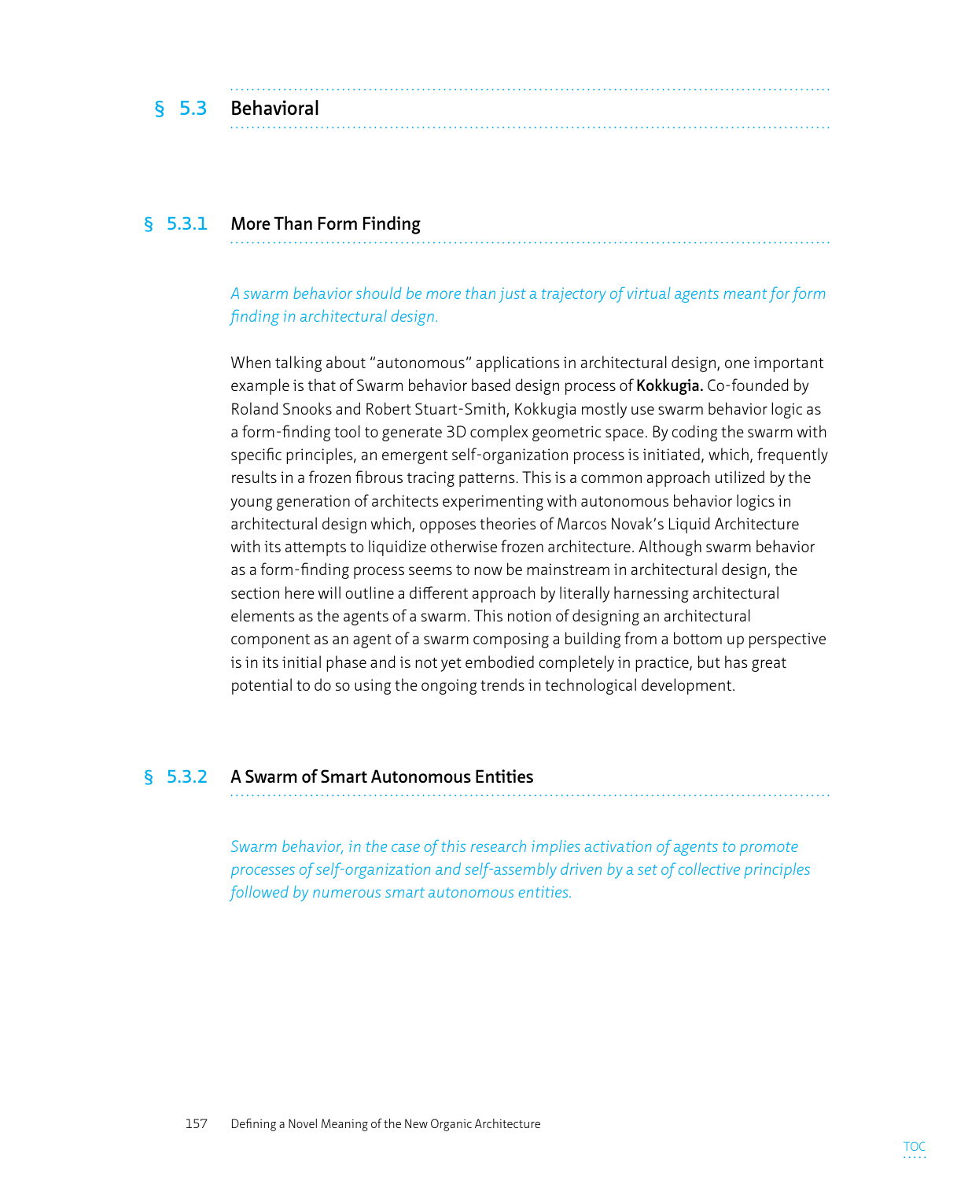## § 5.3 Behavioral

### § 5.3.1 More Than Form Finding

*A swarm behavior should be more than just a trajectory of virtual agents meant for form finding in architectural design.*

When talking about “autonomous” applications in architectural design, one important example is that of Swarm behavior based design process of **Kokkugia.** Co-founded by Roland Snooks and Robert Stuart-Smith, Kokkugia mostly use swarm behavior logic as a form-finding tool to generate 3D complex geometric space. By coding the swarm with specific principles, an emergent self-organization process is initiated, which, frequently results in a frozen fibrous tracing patterns. This is a common approach utilized by the young generation of architects experimenting with autonomous behavior logics in architectural design which, opposes theories of Marcos Novak’s Liquid Architecture with its attempts to liquidize otherwise frozen architecture. Although swarm behavior as a form-finding process seems to now be mainstream in architectural design, the section here will outline a different approach by literally harnessing architectural elements as the agents of a swarm. This notion of designing an architectural component as an agent of a swarm composing a building from a bottom up perspective is in its initial phase and is not yet embodied completely in practice, but has great potential to do so using the ongoing trends in technological development.

### § 5.3.2 A Swarm of Smart Autonomous Entities

*Swarm behavior, in the case of this research implies activation of agents to promote processes of self-organization and self-assembly driven by a set of collective principles followed by numerous smart autonomous entities.*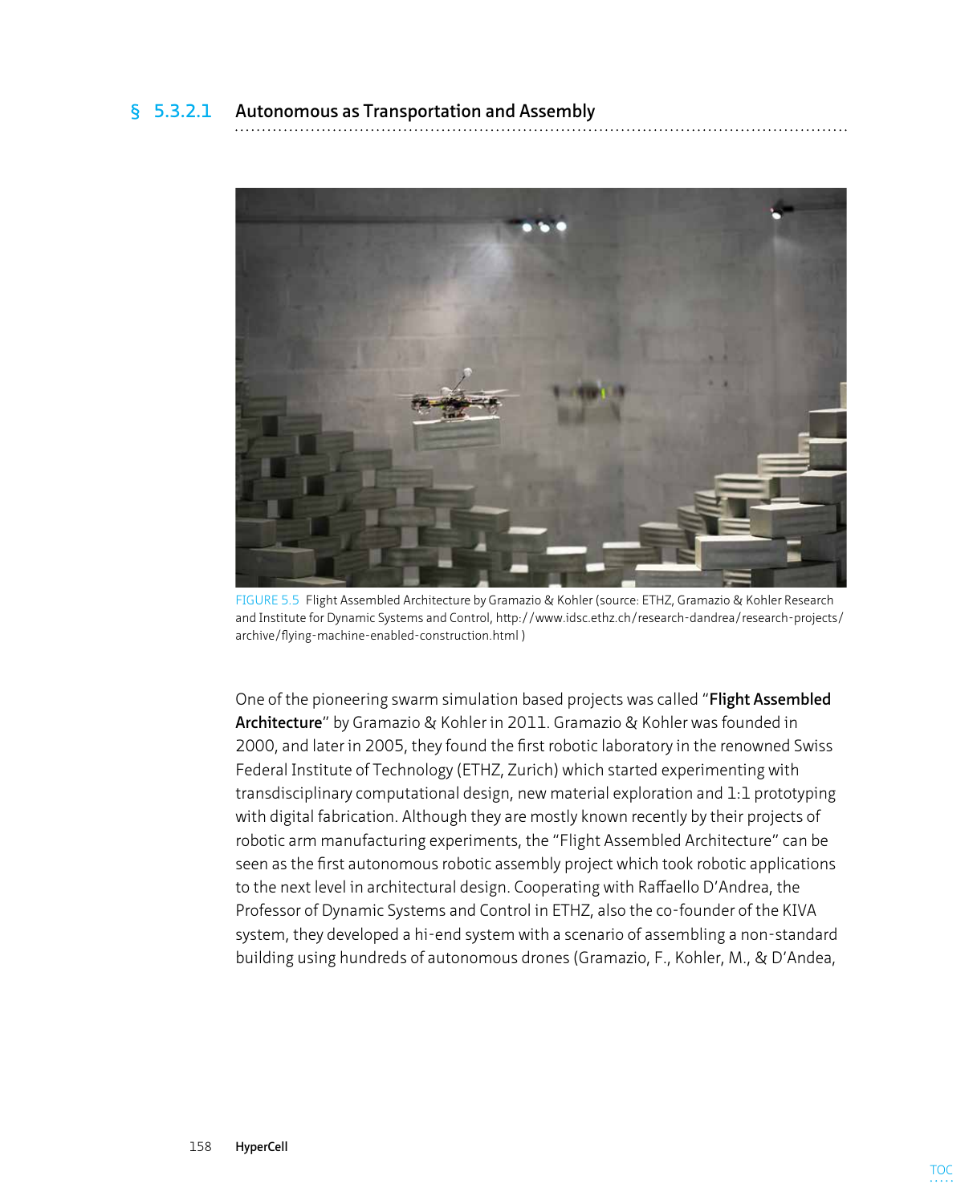### § 5.3.2.1 Autonomous as Transportation and Assembly

FIGURE 5.5 Flight Assembled Architecture by Gramazio & Kohler (source: ETHZ, Gramazio & Kohler Research and Institute for Dynamic Systems and Control, http://www.idsc.ethz.ch/research-dandrea/research-projects/archive/flying-machine-enabled-construction.html )

One of the pioneering swarm simulation based projects was called "**Flight Assembled Architecture**" by Gramazio & Kohler in 2011. Gramazio & Kohler was founded in 2000, and later in 2005, they found the first robotic laboratory in the renowned Swiss Federal Institute of Technology (ETHZ, Zurich) which started experimenting with transdisciplinary computational design, new material exploration and 1:1 prototyping with digital fabrication. Although they are mostly known recently by their projects of robotic arm manufacturing experiments, the "Flight Assembled Architecture" can be seen as the first autonomous robotic assembly project which took robotic applications to the next level in architectural design. Cooperating with Raffaello D'Andrea, the Professor of Dynamic Systems and Control in ETHZ, also the co-founder of the KIVA system, they developed a hi-end system with a scenario of assembling a non-standard building using hundreds of autonomous drones (Gramazio, F., Kohler, M., & D'Andea,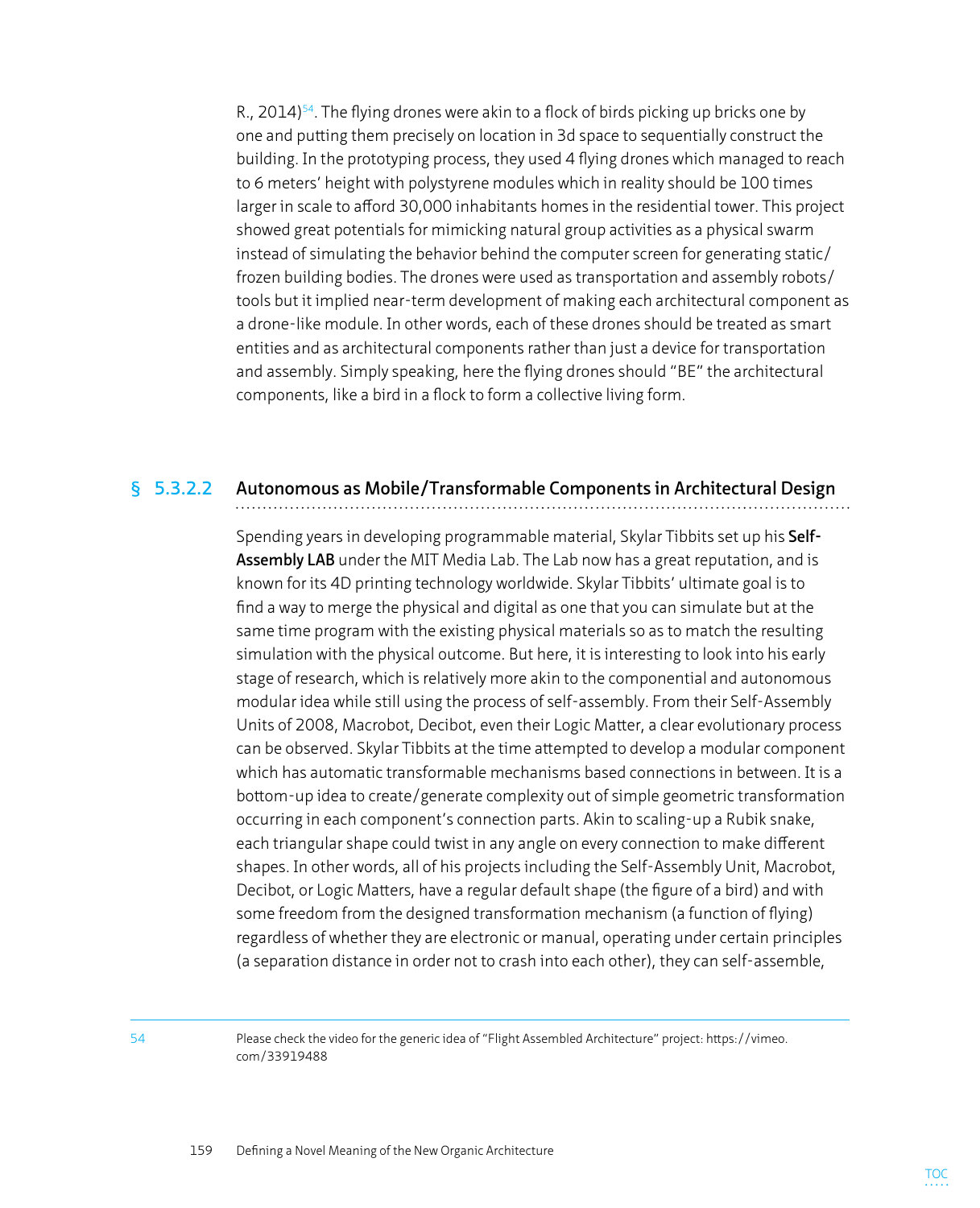R., 2014)[54]. The flying drones were akin to a flock of birds picking up bricks one by one and putting them precisely on location in 3d space to sequentially construct the building. In the prototyping process, they used 4 flying drones which managed to reach to 6 meters' height with polystyrene modules which in reality should be 100 times larger in scale to afford 30,000 inhabitants homes in the residential tower. This project showed great potentials for mimicking natural group activities as a physical swarm instead of simulating the behavior behind the computer screen for generating static/frozen building bodies. The drones were used as transportation and assembly robots/tools but it implied near-term development of making each architectural component as a drone-like module. In other words, each of these drones should be treated as smart entities and as architectural components rather than just a device for transportation and assembly. Simply speaking, here the flying drones should "BE" the architectural components, like a bird in a flock to form a collective living form.

### § 5.3.2.2 Autonomous as Mobile/Transformable Components in Architectural Design

Spending years in developing programmable material, Skylar Tibbits set up his **Self-Assembly LAB** under the MIT Media Lab. The Lab now has a great reputation, and is known for its 4D printing technology worldwide. Skylar Tibbits' ultimate goal is to find a way to merge the physical and digital as one that you can simulate but at the same time program with the existing physical materials so as to match the resulting simulation with the physical outcome. But here, it is interesting to look into his early stage of research, which is relatively more akin to the componential and autonomous modular idea while still using the process of self-assembly. From their Self-Assembly Units of 2008, Macrobot, Decibot, even their Logic Matter, a clear evolutionary process can be observed. Skylar Tibbits at the time attempted to develop a modular component which has automatic transformable mechanisms based connections in between. It is a bottom-up idea to create/generate complexity out of simple geometric transformation occurring in each component's connection parts. Akin to scaling-up a Rubik snake, each triangular shape could twist in any angle on every connection to make different shapes. In other words, all of his projects including the Self-Assembly Unit, Macrobot, Decibot, or Logic Matters, have a regular default shape (the figure of a bird) and with some freedom from the designed transformation mechanism (a function of flying) regardless of whether they are electronic or manual, operating under certain principles (a separation distance in order not to crash into each other), they can self-assemble,

54 Please check the video for the generic idea of "Flight Assembled Architecture" project: https://vimeo.com/33919488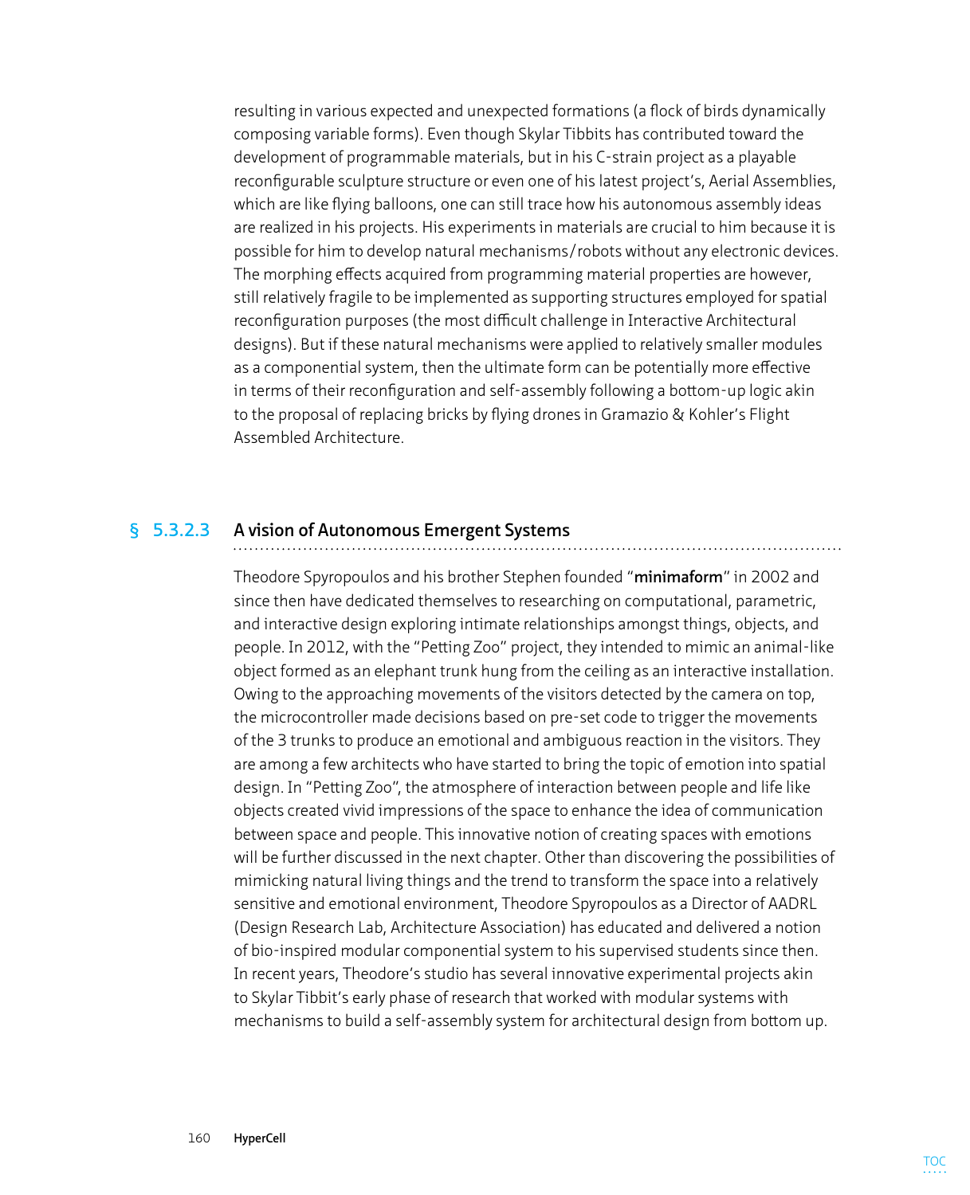resulting in various expected and unexpected formations (a flock of birds dynamically composing variable forms). Even though Skylar Tibbits has contributed toward the development of programmable materials, but in his C-strain project as a playable reconfigurable sculpture structure or even one of his latest project's, Aerial Assemblies, which are like flying balloons, one can still trace how his autonomous assembly ideas are realized in his projects. His experiments in materials are crucial to him because it is possible for him to develop natural mechanisms/robots without any electronic devices. The morphing effects acquired from programming material properties are however, still relatively fragile to be implemented as supporting structures employed for spatial reconfiguration purposes (the most difficult challenge in Interactive Architectural designs). But if these natural mechanisms were applied to relatively smaller modules as a componential system, then the ultimate form can be potentially more effective in terms of their reconfiguration and self-assembly following a bottom-up logic akin to the proposal of replacing bricks by flying drones in Gramazio & Kohler's Flight Assembled Architecture.

#### § 5.3.2.3 A vision of Autonomous Emergent Systems

Theodore Spyropoulos and his brother Stephen founded "**minimaform**" in 2002 and since then have dedicated themselves to researching on computational, parametric, and interactive design exploring intimate relationships amongst things, objects, and people. In 2012, with the "Petting Zoo" project, they intended to mimic an animal-like object formed as an elephant trunk hung from the ceiling as an interactive installation. Owing to the approaching movements of the visitors detected by the camera on top, the microcontroller made decisions based on pre-set code to trigger the movements of the 3 trunks to produce an emotional and ambiguous reaction in the visitors. They are among a few architects who have started to bring the topic of emotion into spatial design. In "Petting Zoo", the atmosphere of interaction between people and life like objects created vivid impressions of the space to enhance the idea of communication between space and people. This innovative notion of creating spaces with emotions will be further discussed in the next chapter. Other than discovering the possibilities of mimicking natural living things and the trend to transform the space into a relatively sensitive and emotional environment, Theodore Spyropoulos as a Director of AADRL (Design Research Lab, Architecture Association) has educated and delivered a notion of bio-inspired modular componential system to his supervised students since then. In recent years, Theodore's studio has several innovative experimental projects akin to Skylar Tibbit's early phase of research that worked with modular systems with mechanisms to build a self-assembly system for architectural design from bottom up.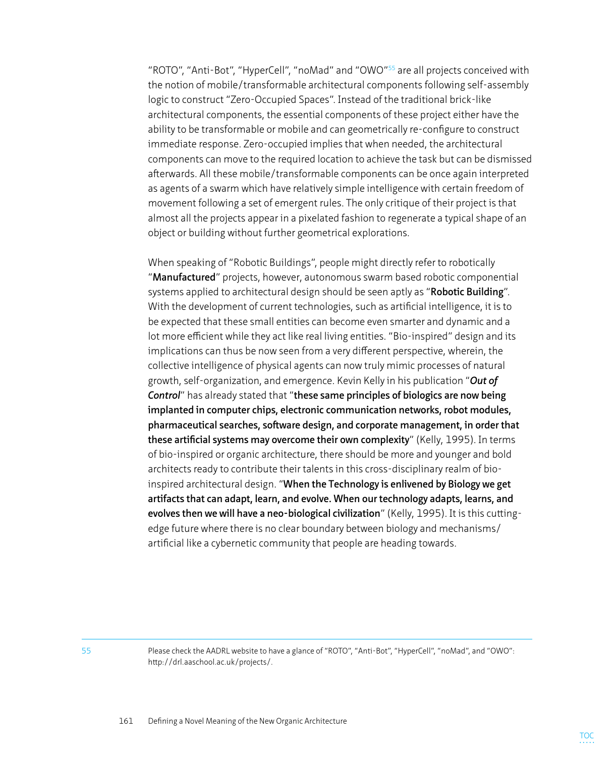"ROTO", "Anti-Bot", "HyperCell", "noMad" and "OWO"[55] are all projects conceived with the notion of mobile/transformable architectural components following self-assembly logic to construct "Zero-Occupied Spaces". Instead of the traditional brick-like architectural components, the essential components of these project either have the ability to be transformable or mobile and can geometrically re-configure to construct immediate response. Zero-occupied implies that when needed, the architectural components can move to the required location to achieve the task but can be dismissed afterwards. All these mobile/transformable components can be once again interpreted as agents of a swarm which have relatively simple intelligence with certain freedom of movement following a set of emergent rules. The only critique of their project is that almost all the projects appear in a pixelated fashion to regenerate a typical shape of an object or building without further geometrical explorations.

When speaking of "Robotic Buildings", people might directly refer to robotically "**Manufactured**" projects, however, autonomous swarm based robotic componential systems applied to architectural design should be seen aptly as "**Robotic Building**". With the development of current technologies, such as artificial intelligence, it is to be expected that these small entities can become even smarter and dynamic and a lot more efficient while they act like real living entities. "Bio-inspired" design and its implications can thus be now seen from a very different perspective, wherein, the collective intelligence of physical agents can now truly mimic processes of natural growth, self-organization, and emergence. Kevin Kelly in his publication "***Out of Control***" has already stated that "**these same principles of biologics are now being implanted in computer chips, electronic communication networks, robot modules, pharmaceutical searches, software design, and corporate management, in order that these artificial systems may overcome their own complexity**" (Kelly, 1995). In terms of bio-inspired or organic architecture, there should be more and younger and bold architects ready to contribute their talents in this cross-disciplinary realm of bio-inspired architectural design. "**When the Technology is enlivened by Biology we get artifacts that can adapt, learn, and evolve. When our technology adapts, learns, and evolves then we will have a neo-biological civilization**" (Kelly, 1995). It is this cutting-edge future where there is no clear boundary between biology and mechanisms/artificial like a cybernetic community that people are heading towards.

---

55 Please check the AADRL website to have a glance of "ROTO", "Anti-Bot", "HyperCell", "noMad", and "OWO": http://drl.aaschool.ac.uk/projects/.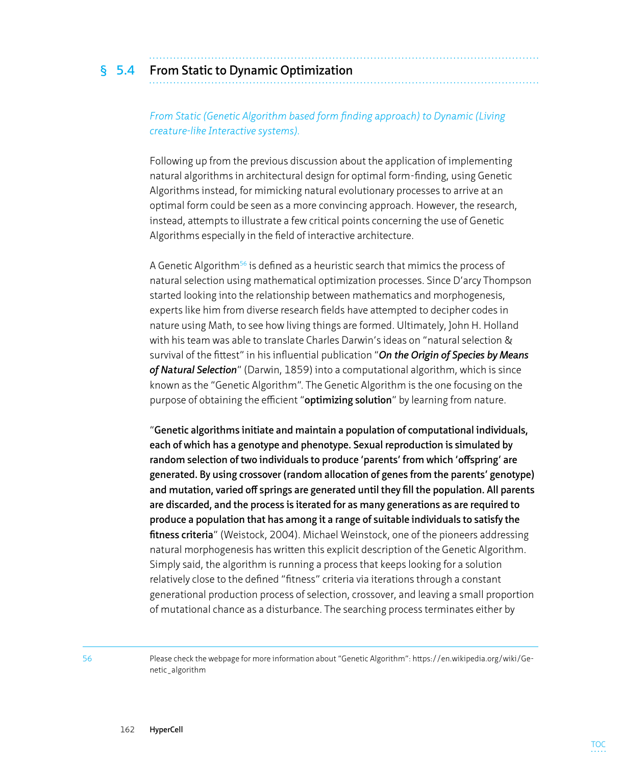## § 5.4 From Static to Dynamic Optimization

*From Static (Genetic Algorithm based form finding approach) to Dynamic (Living creature-like Interactive systems).*

Following up from the previous discussion about the application of implementing natural algorithms in architectural design for optimal form-finding, using Genetic Algorithms instead, for mimicking natural evolutionary processes to arrive at an optimal form could be seen as a more convincing approach. However, the research, instead, attempts to illustrate a few critical points concerning the use of Genetic Algorithms especially in the field of interactive architecture.

A Genetic Algorithm[56] is defined as a heuristic search that mimics the process of natural selection using mathematical optimization processes. Since D'arcy Thompson started looking into the relationship between mathematics and morphogenesis, experts like him from diverse research fields have attempted to decipher codes in nature using Math, to see how living things are formed. Ultimately, John H. Holland with his team was able to translate Charles Darwin's ideas on "natural selection & survival of the fittest" in his influential publication "***On the Origin of Species by Means of Natural Selection***" (Darwin, 1859) into a computational algorithm, which is since known as the "Genetic Algorithm". The Genetic Algorithm is the one focusing on the purpose of obtaining the efficient "**optimizing solution**" by learning from nature.

"**Genetic algorithms initiate and maintain a population of computational individuals, each of which has a genotype and phenotype. Sexual reproduction is simulated by random selection of two individuals to produce 'parents' from which 'offspring' are generated. By using crossover (random allocation of genes from the parents' genotype) and mutation, varied off springs are generated until they fill the population. All parents are discarded, and the process is iterated for as many generations as are required to produce a population that has among it a range of suitable individuals to satisfy the fitness criteria**" (Weistock, 2004). Michael Weinstock, one of the pioneers addressing natural morphogenesis has written this explicit description of the Genetic Algorithm. Simply said, the algorithm is running a process that keeps looking for a solution relatively close to the defined "fitness" criteria via iterations through a constant generational production process of selection, crossover, and leaving a small proportion of mutational chance as a disturbance. The searching process terminates either by

56 Please check the webpage for more information about "Genetic Algorithm": https://en.wikipedia.org/wiki/Genetic_algorithm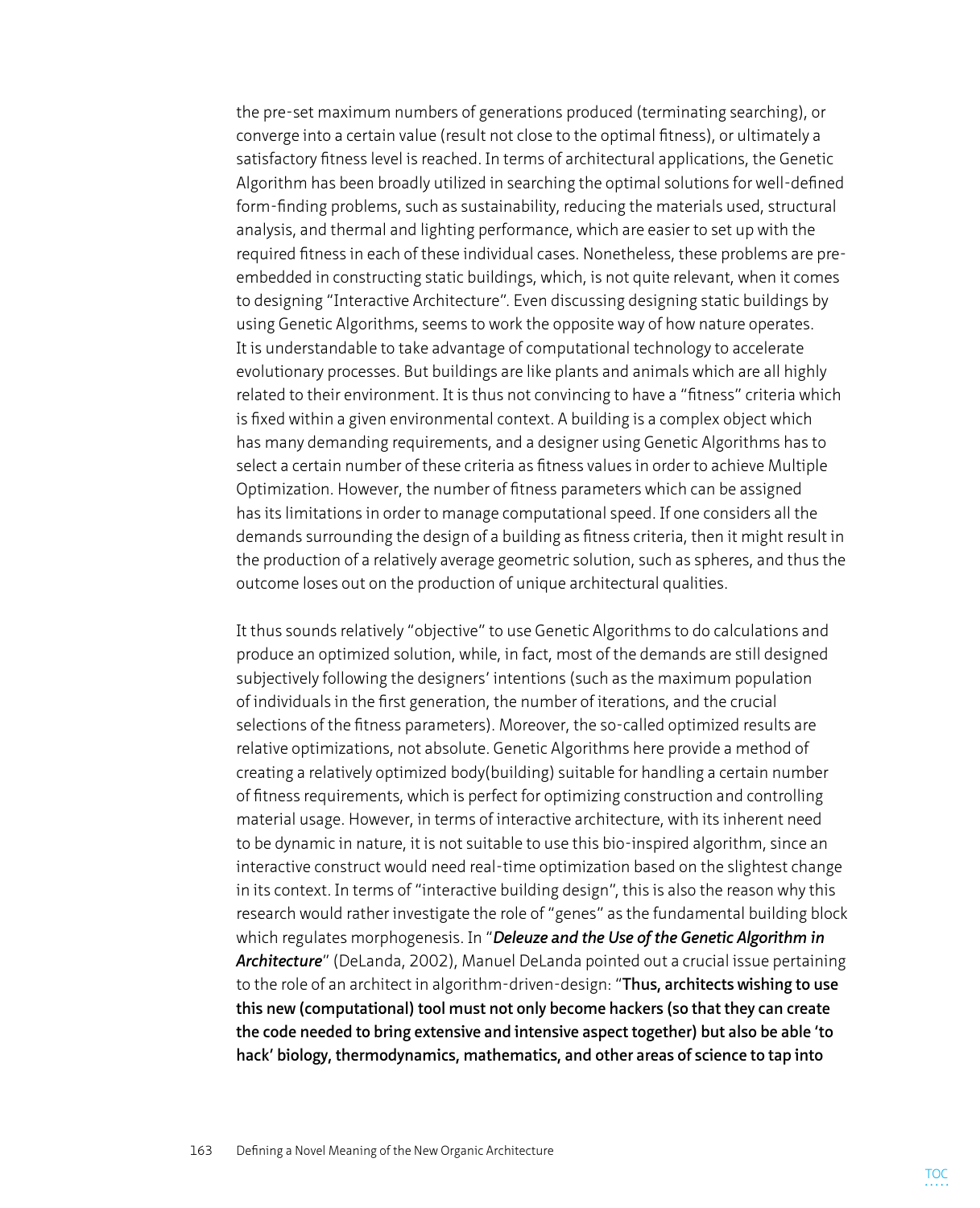the pre-set maximum numbers of generations produced (terminating searching), or converge into a certain value (result not close to the optimal fitness), or ultimately a satisfactory fitness level is reached. In terms of architectural applications, the Genetic Algorithm has been broadly utilized in searching the optimal solutions for well-defined form-finding problems, such as sustainability, reducing the materials used, structural analysis, and thermal and lighting performance, which are easier to set up with the required fitness in each of these individual cases. Nonetheless, these problems are pre-embedded in constructing static buildings, which, is not quite relevant, when it comes to designing "Interactive Architecture". Even discussing designing static buildings by using Genetic Algorithms, seems to work the opposite way of how nature operates. It is understandable to take advantage of computational technology to accelerate evolutionary processes. But buildings are like plants and animals which are all highly related to their environment. It is thus not convincing to have a "fitness" criteria which is fixed within a given environmental context. A building is a complex object which has many demanding requirements, and a designer using Genetic Algorithms has to select a certain number of these criteria as fitness values in order to achieve Multiple Optimization. However, the number of fitness parameters which can be assigned has its limitations in order to manage computational speed. If one considers all the demands surrounding the design of a building as fitness criteria, then it might result in the production of a relatively average geometric solution, such as spheres, and thus the outcome loses out on the production of unique architectural qualities.

It thus sounds relatively "objective" to use Genetic Algorithms to do calculations and produce an optimized solution, while, in fact, most of the demands are still designed subjectively following the designers' intentions (such as the maximum population of individuals in the first generation, the number of iterations, and the crucial selections of the fitness parameters). Moreover, the so-called optimized results are relative optimizations, not absolute. Genetic Algorithms here provide a method of creating a relatively optimized body(building) suitable for handling a certain number of fitness requirements, which is perfect for optimizing construction and controlling material usage. However, in terms of interactive architecture, with its inherent need to be dynamic in nature, it is not suitable to use this bio-inspired algorithm, since an interactive construct would need real-time optimization based on the slightest change in its context. In terms of "interactive building design", this is also the reason why this research would rather investigate the role of "genes" as the fundamental building block which regulates morphogenesis. In "***Deleuze and the Use of the Genetic Algorithm in Architecture***" (DeLanda, 2002), Manuel DeLanda pointed out a crucial issue pertaining to the role of an architect in algorithm-driven-design: "**Thus, architects wishing to use this new (computational) tool must not only become hackers (so that they can create the code needed to bring extensive and intensive aspect together) but also be able 'to hack' biology, thermodynamics, mathematics, and other areas of science to tap into**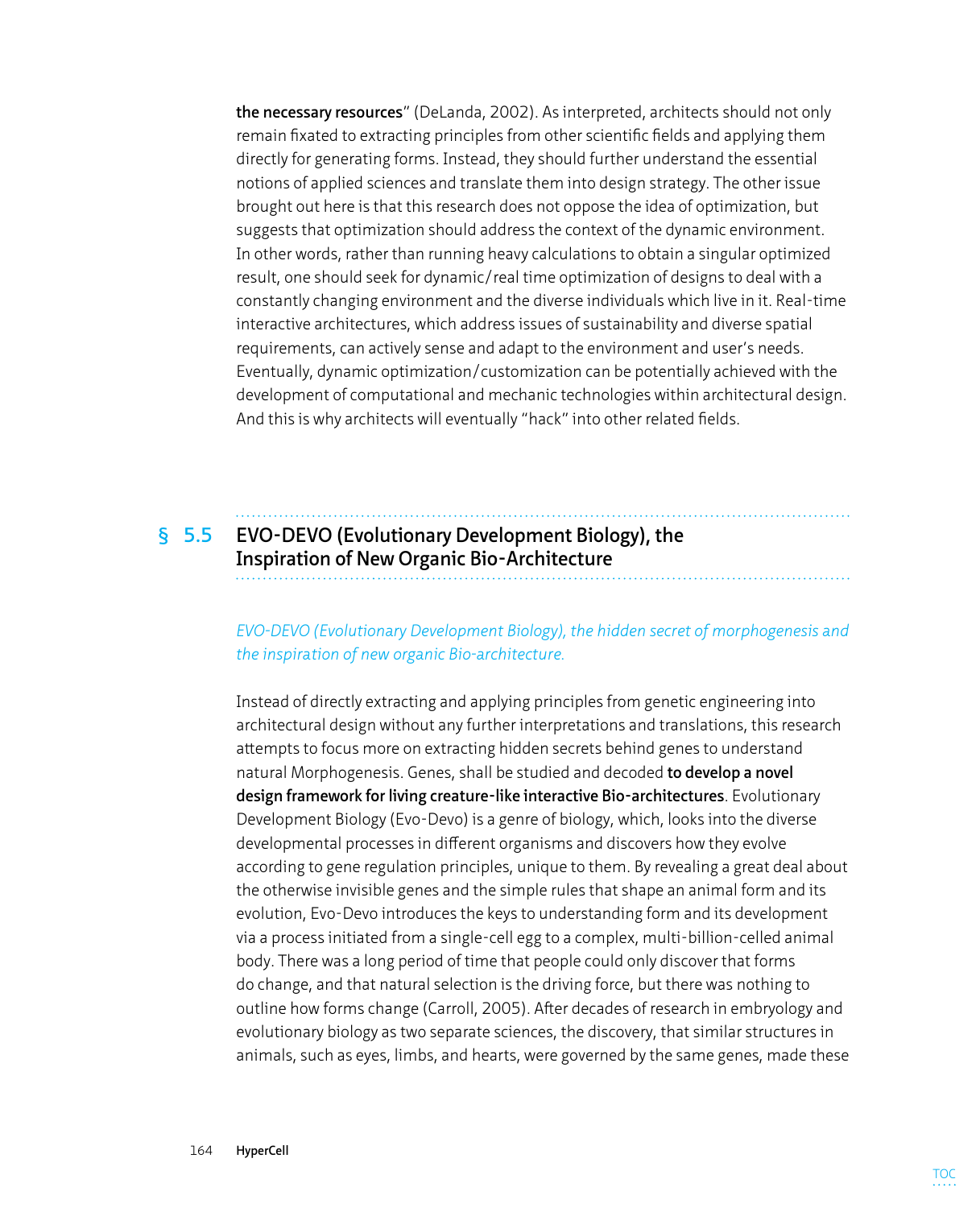**the necessary resources**" (DeLanda, 2002). As interpreted, architects should not only remain fixated to extracting principles from other scientific fields and applying them directly for generating forms. Instead, they should further understand the essential notions of applied sciences and translate them into design strategy. The other issue brought out here is that this research does not oppose the idea of optimization, but suggests that optimization should address the context of the dynamic environment. In other words, rather than running heavy calculations to obtain a singular optimized result, one should seek for dynamic/real time optimization of designs to deal with a constantly changing environment and the diverse individuals which live in it. Real-time interactive architectures, which address issues of sustainability and diverse spatial requirements, can actively sense and adapt to the environment and user's needs. Eventually, dynamic optimization/customization can be potentially achieved with the development of computational and mechanic technologies within architectural design. And this is why architects will eventually "hack" into other related fields.

## § 5.5 EVO-DEVO (Evolutionary Development Biology), the Inspiration of New Organic Bio-Architecture

*EVO-DEVO (Evolutionary Development Biology), the hidden secret of morphogenesis and the inspiration of new organic Bio-architecture.*

Instead of directly extracting and applying principles from genetic engineering into architectural design without any further interpretations and translations, this research attempts to focus more on extracting hidden secrets behind genes to understand natural Morphogenesis. Genes, shall be studied and decoded **to develop a novel design framework for living creature-like interactive Bio-architectures**. Evolutionary Development Biology (Evo-Devo) is a genre of biology, which, looks into the diverse developmental processes in different organisms and discovers how they evolve according to gene regulation principles, unique to them. By revealing a great deal about the otherwise invisible genes and the simple rules that shape an animal form and its evolution, Evo-Devo introduces the keys to understanding form and its development via a process initiated from a single-cell egg to a complex, multi-billion-celled animal body. There was a long period of time that people could only discover that forms do change, and that natural selection is the driving force, but there was nothing to outline how forms change (Carroll, 2005). After decades of research in embryology and evolutionary biology as two separate sciences, the discovery, that similar structures in animals, such as eyes, limbs, and hearts, were governed by the same genes, made these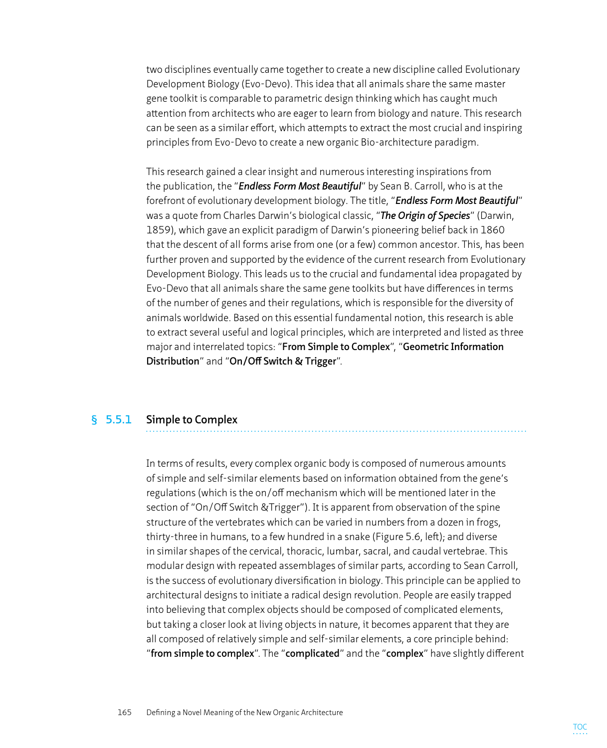two disciplines eventually came together to create a new discipline called Evolutionary Development Biology (Evo-Devo). This idea that all animals share the same master gene toolkit is comparable to parametric design thinking which has caught much attention from architects who are eager to learn from biology and nature. This research can be seen as a similar effort, which attempts to extract the most crucial and inspiring principles from Evo-Devo to create a new organic Bio-architecture paradigm.

This research gained a clear insight and numerous interesting inspirations from the publication, the "***Endless Form Most Beautiful***" by Sean B. Carroll, who is at the forefront of evolutionary development biology. The title, "***Endless Form Most Beautiful***" was a quote from Charles Darwin's biological classic, "***The Origin of Species***" (Darwin, 1859), which gave an explicit paradigm of Darwin's pioneering belief back in 1860 that the descent of all forms arise from one (or a few) common ancestor. This, has been further proven and supported by the evidence of the current research from Evolutionary Development Biology. This leads us to the crucial and fundamental idea propagated by Evo-Devo that all animals share the same gene toolkits but have differences in terms of the number of genes and their regulations, which is responsible for the diversity of animals worldwide. Based on this essential fundamental notion, this research is able to extract several useful and logical principles, which are interpreted and listed as three major and interrelated topics: "**From Simple to Complex**", "**Geometric Information Distribution**" and "**On/Off Switch & Trigger**".

## § 5.5.1 Simple to Complex

In terms of results, every complex organic body is composed of numerous amounts of simple and self-similar elements based on information obtained from the gene's regulations (which is the on/off mechanism which will be mentioned later in the section of "On/Off Switch &Trigger"). It is apparent from observation of the spine structure of the vertebrates which can be varied in numbers from a dozen in frogs, thirty-three in humans, to a few hundred in a snake (Figure 5.6, left); and diverse in similar shapes of the cervical, thoracic, lumbar, sacral, and caudal vertebrae. This modular design with repeated assemblages of similar parts, according to Sean Carroll, is the success of evolutionary diversification in biology. This principle can be applied to architectural designs to initiate a radical design revolution. People are easily trapped into believing that complex objects should be composed of complicated elements, but taking a closer look at living objects in nature, it becomes apparent that they are all composed of relatively simple and self-similar elements, a core principle behind: "**from simple to complex**". The "**complicated**" and the "**complex**" have slightly different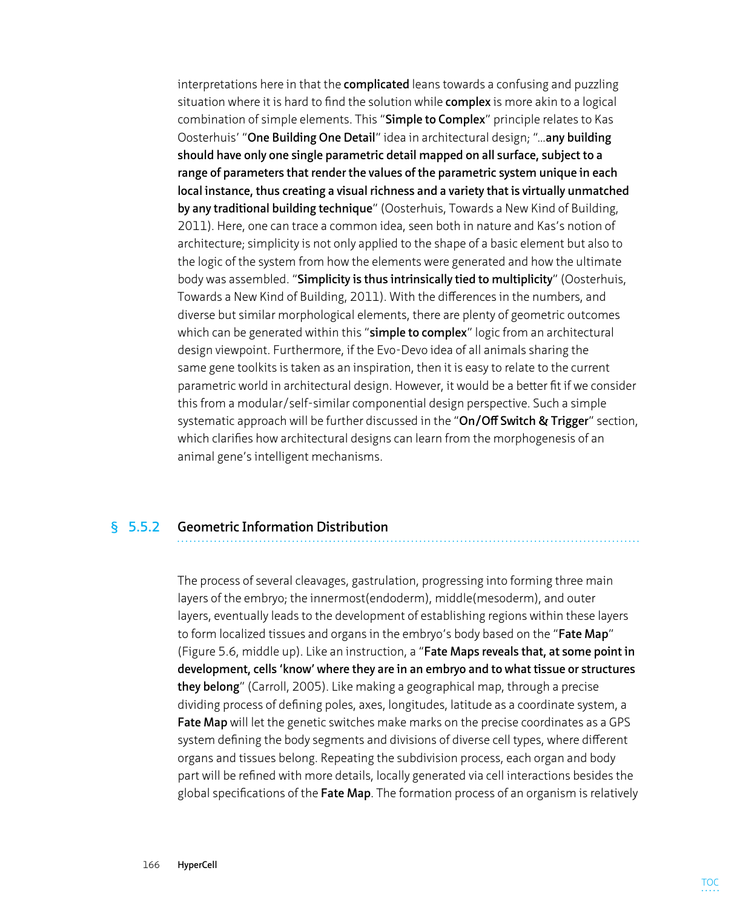interpretations here in that the **complicated** leans towards a confusing and puzzling situation where it is hard to find the solution while **complex** is more akin to a logical combination of simple elements. This "**Simple to Complex**" principle relates to Kas Oosterhuis' "**One Building One Detail**" idea in architectural design; "...**any building should have only one single parametric detail mapped on all surface, subject to a range of parameters that render the values of the parametric system unique in each local instance, thus creating a visual richness and a variety that is virtually unmatched by any traditional building technique**" (Oosterhuis, Towards a New Kind of Building, 2011). Here, one can trace a common idea, seen both in nature and Kas's notion of architecture; simplicity is not only applied to the shape of a basic element but also to the logic of the system from how the elements were generated and how the ultimate body was assembled. "**Simplicity is thus intrinsically tied to multiplicity**" (Oosterhuis, Towards a New Kind of Building, 2011). With the differences in the numbers, and diverse but similar morphological elements, there are plenty of geometric outcomes which can be generated within this "**simple to complex**" logic from an architectural design viewpoint. Furthermore, if the Evo-Devo idea of all animals sharing the same gene toolkits is taken as an inspiration, then it is easy to relate to the current parametric world in architectural design. However, it would be a better fit if we consider this from a modular/self-similar componential design perspective. Such a simple systematic approach will be further discussed in the "**On/Off Switch & Trigger**" section, which clarifies how architectural designs can learn from the morphogenesis of an animal gene's intelligent mechanisms.

## § 5.5.2 Geometric Information Distribution

The process of several cleavages, gastrulation, progressing into forming three main layers of the embryo; the innermost(endoderm), middle(mesoderm), and outer layers, eventually leads to the development of establishing regions within these layers to form localized tissues and organs in the embryo's body based on the "**Fate Map**" (Figure 5.6, middle up). Like an instruction, a "**Fate Maps reveals that, at some point in development, cells 'know' where they are in an embryo and to what tissue or structures they belong**" (Carroll, 2005). Like making a geographical map, through a precise dividing process of defining poles, axes, longitudes, latitude as a coordinate system, a **Fate Map** will let the genetic switches make marks on the precise coordinates as a GPS system defining the body segments and divisions of diverse cell types, where different organs and tissues belong. Repeating the subdivision process, each organ and body part will be refined with more details, locally generated via cell interactions besides the global specifications of the **Fate Map**. The formation process of an organism is relatively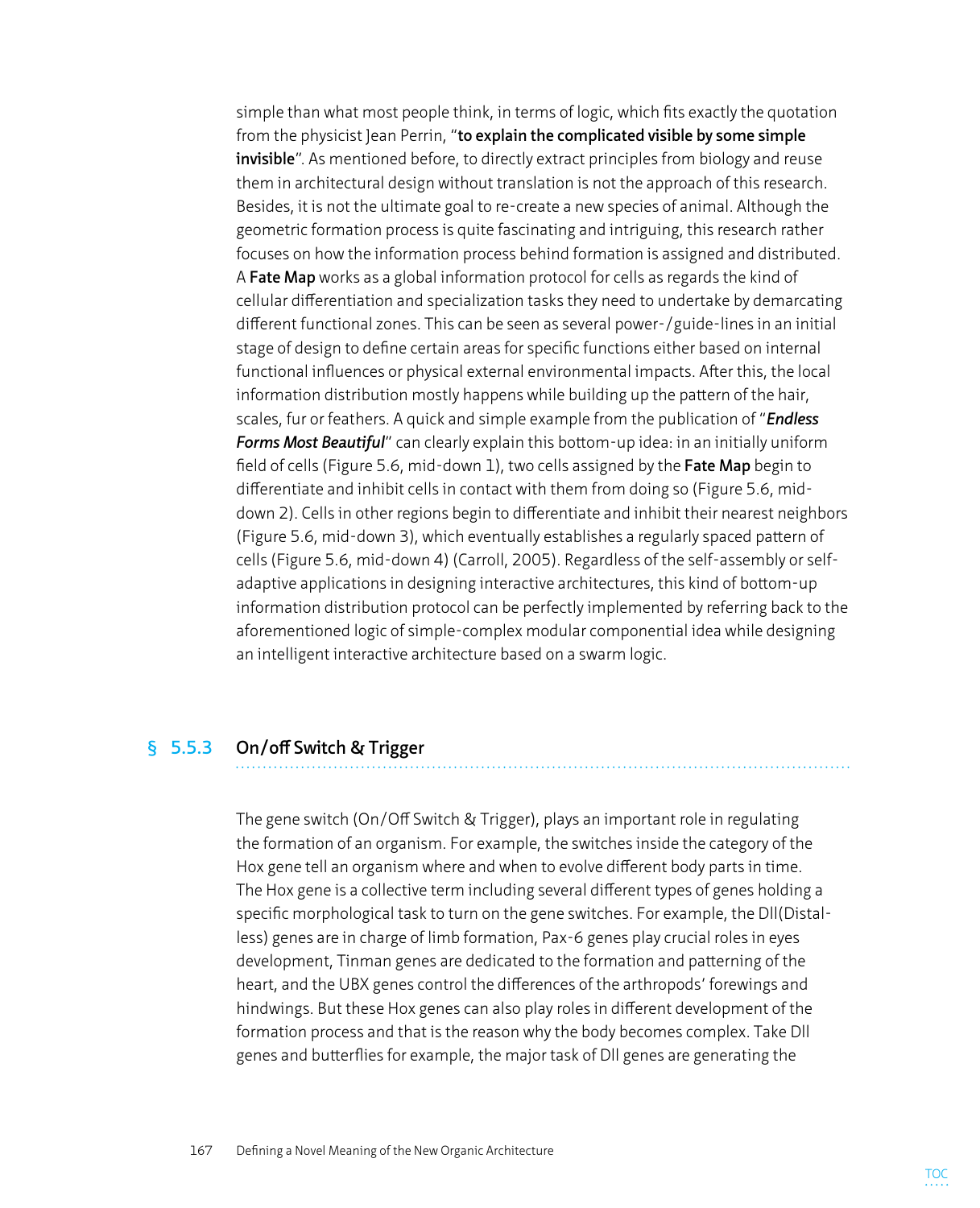simple than what most people think, in terms of logic, which fits exactly the quotation from the physicist Jean Perrin, "**to explain the complicated visible by some simple invisible**". As mentioned before, to directly extract principles from biology and reuse them in architectural design without translation is not the approach of this research. Besides, it is not the ultimate goal to re-create a new species of animal. Although the geometric formation process is quite fascinating and intriguing, this research rather focuses on how the information process behind formation is assigned and distributed. A **Fate Map** works as a global information protocol for cells as regards the kind of cellular differentiation and specialization tasks they need to undertake by demarcating different functional zones. This can be seen as several power-/guide-lines in an initial stage of design to define certain areas for specific functions either based on internal functional influences or physical external environmental impacts. After this, the local information distribution mostly happens while building up the pattern of the hair, scales, fur or feathers. A quick and simple example from the publication of "***Endless Forms Most Beautiful***" can clearly explain this bottom-up idea: in an initially uniform field of cells (Figure 5.6, mid-down 1), two cells assigned by the **Fate Map** begin to differentiate and inhibit cells in contact with them from doing so (Figure 5.6, mid-down 2). Cells in other regions begin to differentiate and inhibit their nearest neighbors (Figure 5.6, mid-down 3), which eventually establishes a regularly spaced pattern of cells (Figure 5.6, mid-down 4) (Carroll, 2005). Regardless of the self-assembly or self-adaptive applications in designing interactive architectures, this kind of bottom-up information distribution protocol can be perfectly implemented by referring back to the aforementioned logic of simple-complex modular componential idea while designing an intelligent interactive architecture based on a swarm logic.

### § 5.5.3 On/off Switch & Trigger

The gene switch (On/Off Switch & Trigger), plays an important role in regulating the formation of an organism. For example, the switches inside the category of the Hox gene tell an organism where and when to evolve different body parts in time. The Hox gene is a collective term including several different types of genes holding a specific morphological task to turn on the gene switches. For example, the Dll(Distal-less) genes are in charge of limb formation, Pax-6 genes play crucial roles in eyes development, Tinman genes are dedicated to the formation and patterning of the heart, and the UBX genes control the differences of the arthropods' forewings and hindwings. But these Hox genes can also play roles in different development of the formation process and that is the reason why the body becomes complex. Take Dll genes and butterflies for example, the major task of Dll genes are generating the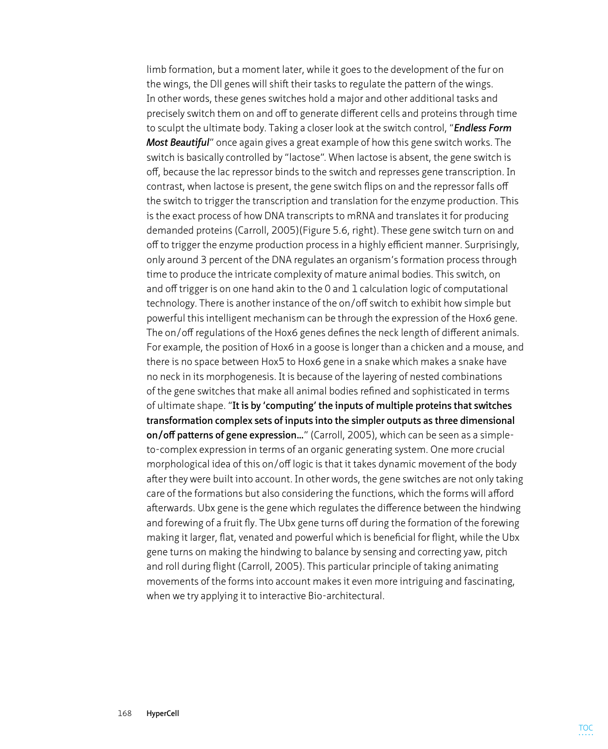limb formation, but a moment later, while it goes to the development of the fur on the wings, the Dll genes will shift their tasks to regulate the pattern of the wings. In other words, these genes switches hold a major and other additional tasks and precisely switch them on and off to generate different cells and proteins through time to sculpt the ultimate body. Taking a closer look at the switch control, "***Endless Form Most Beautiful***" once again gives a great example of how this gene switch works. The switch is basically controlled by "lactose". When lactose is absent, the gene switch is off, because the lac repressor binds to the switch and represses gene transcription. In contrast, when lactose is present, the gene switch flips on and the repressor falls off the switch to trigger the transcription and translation for the enzyme production. This is the exact process of how DNA transcripts to mRNA and translates it for producing demanded proteins (Carroll, 2005)(Figure 5.6, right). These gene switch turn on and off to trigger the enzyme production process in a highly efficient manner. Surprisingly, only around 3 percent of the DNA regulates an organism's formation process through time to produce the intricate complexity of mature animal bodies. This switch, on and off trigger is on one hand akin to the 0 and 1 calculation logic of computational technology. There is another instance of the on/off switch to exhibit how simple but powerful this intelligent mechanism can be through the expression of the Hox6 gene. The on/off regulations of the Hox6 genes defines the neck length of different animals. For example, the position of Hox6 in a goose is longer than a chicken and a mouse, and there is no space between Hox5 to Hox6 gene in a snake which makes a snake have no neck in its morphogenesis. It is because of the layering of nested combinations of the gene switches that make all animal bodies refined and sophisticated in terms of ultimate shape. "**It is by 'computing' the inputs of multiple proteins that switches transformation complex sets of inputs into the simpler outputs as three dimensional on/off patterns of gene expression...**" (Carroll, 2005), which can be seen as a simple-to-complex expression in terms of an organic generating system. One more crucial morphological idea of this on/off logic is that it takes dynamic movement of the body after they were built into account. In other words, the gene switches are not only taking care of the formations but also considering the functions, which the forms will afford afterwards. Ubx gene is the gene which regulates the difference between the hindwing and forewing of a fruit fly. The Ubx gene turns off during the formation of the forewing making it larger, flat, venated and powerful which is beneficial for flight, while the Ubx gene turns on making the hindwing to balance by sensing and correcting yaw, pitch and roll during flight (Carroll, 2005). This particular principle of taking animating movements of the forms into account makes it even more intriguing and fascinating, when we try applying it to interactive Bio-architectural.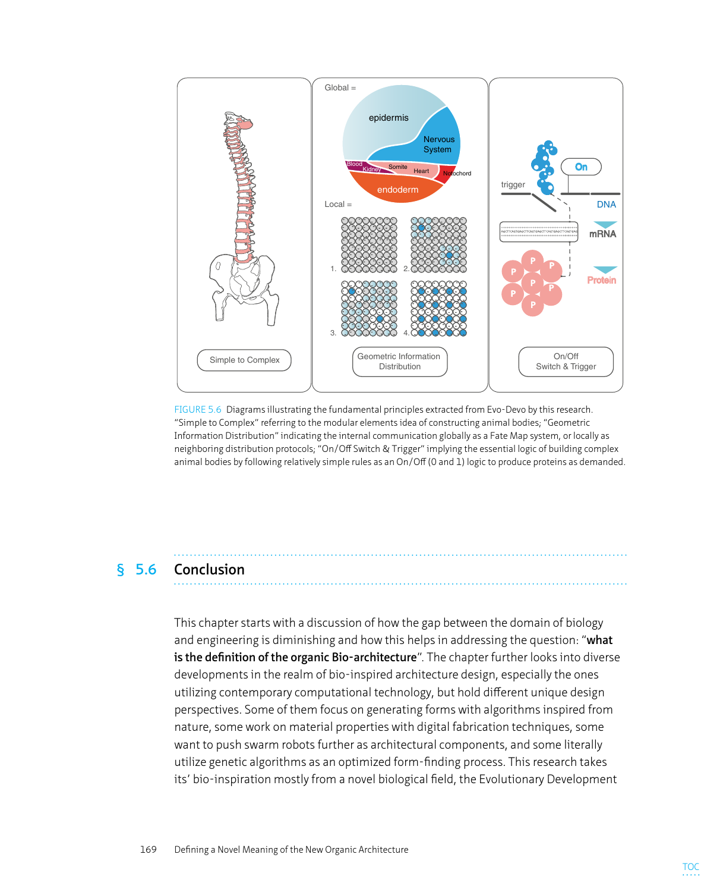Simple to Complex

Global =

epidermis

Nervous System

Blood

Kidney

Somite

Heart

Notochord

endoderm

Local =

1.

2.

3.

4.

Geometric Information Distribution

trigger

On

DNA

mRNA

Protein

On/Off Switch & Trigger

FIGURE 5.6 Diagrams illustrating the fundamental principles extracted from Evo-Devo by this research. "Simple to Complex" referring to the modular elements idea of constructing animal bodies; "Geometric Information Distribution" indicating the internal communication globally as a Fate Map system, or locally as neighboring distribution protocols; "On/Off Switch & Trigger" implying the essential logic of building complex animal bodies by following relatively simple rules as an On/Off (0 and 1) logic to produce proteins as demanded.

## § 5.6 Conclusion

This chapter starts with a discussion of how the gap between the domain of biology and engineering is diminishing and how this helps in addressing the question: "**what is the definition of the organic Bio-architecture**". The chapter further looks into diverse developments in the realm of bio-inspired architecture design, especially the ones utilizing contemporary computational technology, but hold different unique design perspectives. Some of them focus on generating forms with algorithms inspired from nature, some work on material properties with digital fabrication techniques, some want to push swarm robots further as architectural components, and some literally utilize genetic algorithms as an optimized form-finding process. This research takes its' bio-inspiration mostly from a novel biological field, the Evolutionary Development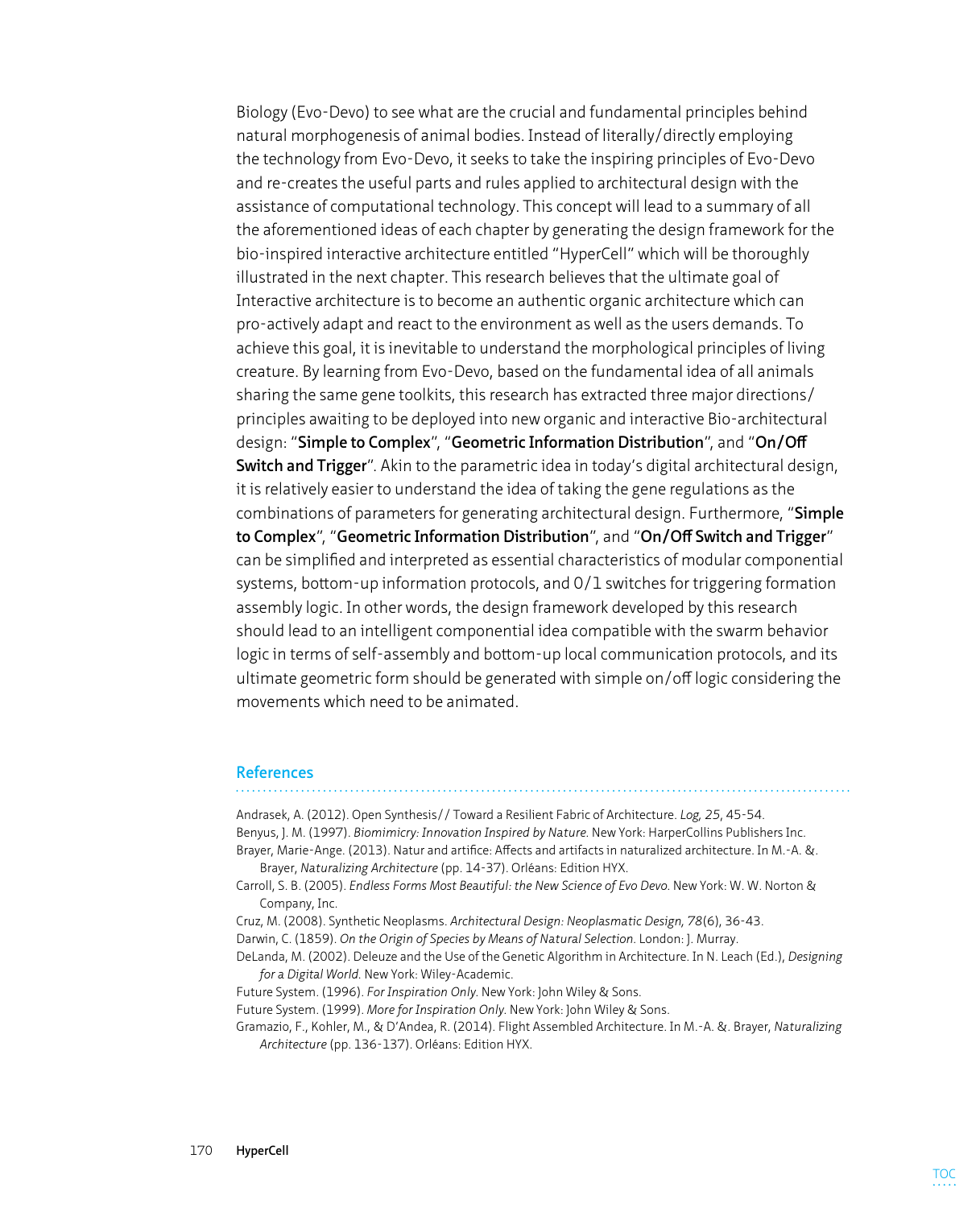Biology (Evo-Devo) to see what are the crucial and fundamental principles behind natural morphogenesis of animal bodies. Instead of literally/directly employing the technology from Evo-Devo, it seeks to take the inspiring principles of Evo-Devo and re-creates the useful parts and rules applied to architectural design with the assistance of computational technology. This concept will lead to a summary of all the aforementioned ideas of each chapter by generating the design framework for the bio-inspired interactive architecture entitled "HyperCell" which will be thoroughly illustrated in the next chapter. This research believes that the ultimate goal of Interactive architecture is to become an authentic organic architecture which can pro-actively adapt and react to the environment as well as the users demands. To achieve this goal, it is inevitable to understand the morphological principles of living creature. By learning from Evo-Devo, based on the fundamental idea of all animals sharing the same gene toolkits, this research has extracted three major directions/principles awaiting to be deployed into new organic and interactive Bio-architectural design: "**Simple to Complex**", "**Geometric Information Distribution**", and "**On/Off Switch and Trigger**". Akin to the parametric idea in today's digital architectural design, it is relatively easier to understand the idea of taking the gene regulations as the combinations of parameters for generating architectural design. Furthermore, "**Simple to Complex**", "**Geometric Information Distribution**", and "**On/Off Switch and Trigger**" can be simplified and interpreted as essential characteristics of modular componential systems, bottom-up information protocols, and 0/1 switches for triggering formation assembly logic. In other words, the design framework developed by this research should lead to an intelligent componential idea compatible with the swarm behavior logic in terms of self-assembly and bottom-up local communication protocols, and its ultimate geometric form should be generated with simple on/off logic considering the movements which need to be animated.

## References

Andrasek, A. (2012). Open Synthesis// Toward a Resilient Fabric of Architecture. *Log, 25*, 45-54.

Benyus, J. M. (1997). *Biomimicry: Innovation Inspired by Nature*. New York: HarperCollins Publishers Inc.

Brayer, Marie-Ange. (2013). Natur and artifice: Affects and artifacts in naturalized architecture. In M.-A. &. Brayer, *Naturalizing Architecture* (pp. 14-37). Orléans: Edition HYX.

Carroll, S. B. (2005). *Endless Forms Most Beautiful: the New Science of Evo Devo*. New York: W. W. Norton & Company, Inc.

Cruz, M. (2008). Synthetic Neoplasms. *Architectural Design: Neoplasmatic Design, 78*(6), 36-43.

Darwin, C. (1859). *On the Origin of Species by Means of Natural Selection*. London: J. Murray.

DeLanda, M. (2002). Deleuze and the Use of the Genetic Algorithm in Architecture. In N. Leach (Ed.), *Designing for a Digital World*. New York: Wiley-Academic.

Future System. (1996). *For Inspiration Only*. New York: John Wiley & Sons.

Future System. (1999). *More for Inspiration Only*. New York: John Wiley & Sons.

Gramazio, F., Kohler, M., & D'Andea, R. (2014). Flight Assembled Architecture. In M.-A. &. Brayer, *Naturalizing Architecture* (pp. 136-137). Orléans: Edition HYX.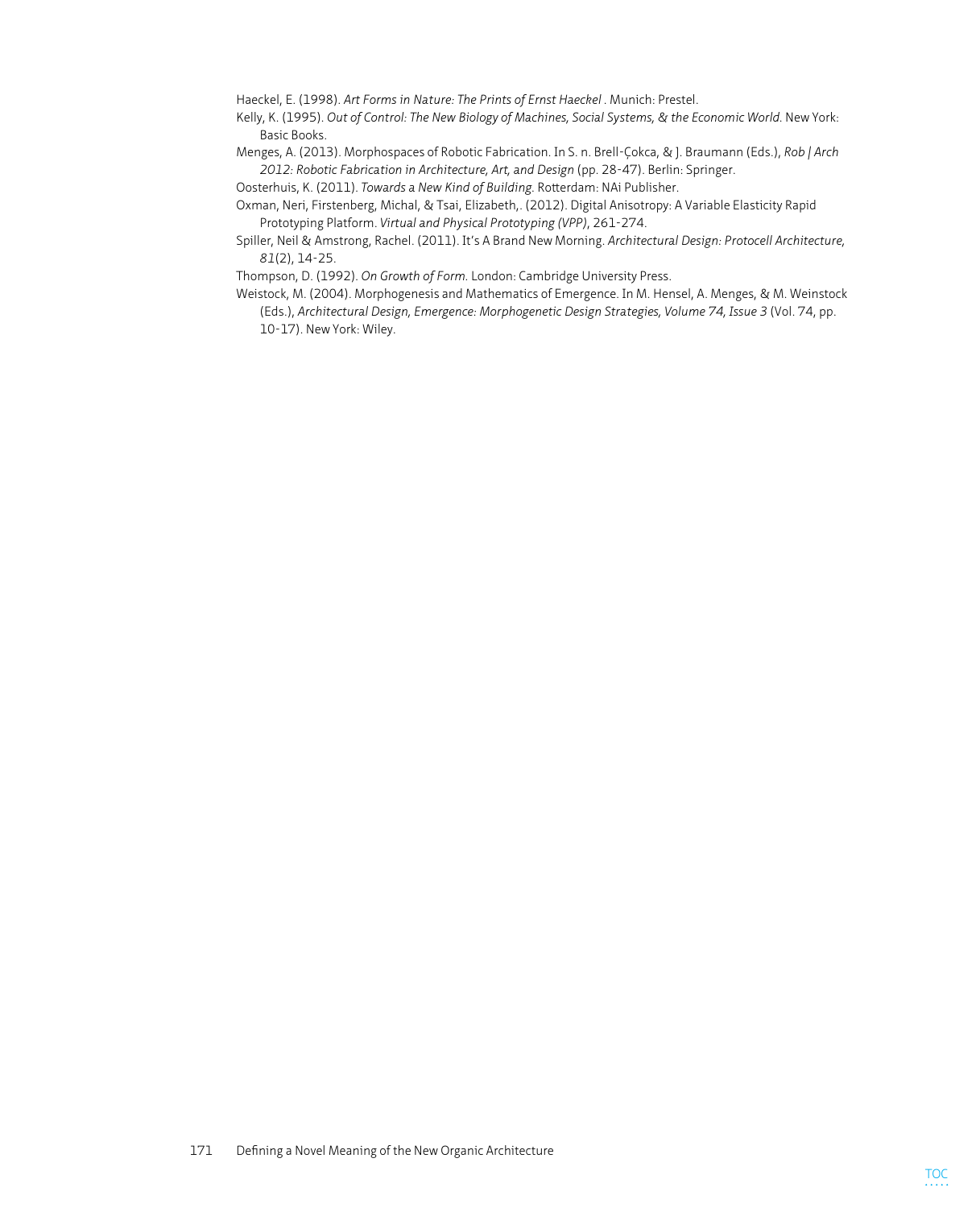Haeckel, E. (1998). *Art Forms in Nature: The Prints of Ernst Haeckel* . Munich: Prestel.

Kelly, K. (1995). *Out of Control: The New Biology of Machines, Social Systems, & the Economic World.* New York: Basic Books.

Menges, A. (2013). Morphospaces of Robotic Fabrication. In S. n. Brell-Çokca, & J. Braumann (Eds.), *Rob | Arch 2012: Robotic Fabrication in Architecture, Art, and Design* (pp. 28-47). Berlin: Springer.

Oosterhuis, K. (2011). *Towards a New Kind of Building.* Rotterdam: NAi Publisher.

Oxman, Neri, Firstenberg, Michal, & Tsai, Elizabeth,. (2012). Digital Anisotropy: A Variable Elasticity Rapid Prototyping Platform. *Virtual and Physical Prototyping (VPP)*, 261-274.

Spiller, Neil & Amstrong, Rachel. (2011). It's A Brand New Morning. *Architectural Design: Protocell Architecture, 81*(2), 14-25.

Thompson, D. (1992). *On Growth of Form.* London: Cambridge University Press.

Weistock, M. (2004). Morphogenesis and Mathematics of Emergence. In M. Hensel, A. Menges, & M. Weinstock (Eds.), *Architectural Design, Emergence: Morphogenetic Design Strategies, Volume 74, Issue 3* (Vol. 74, pp. 10-17). New York: Wiley.